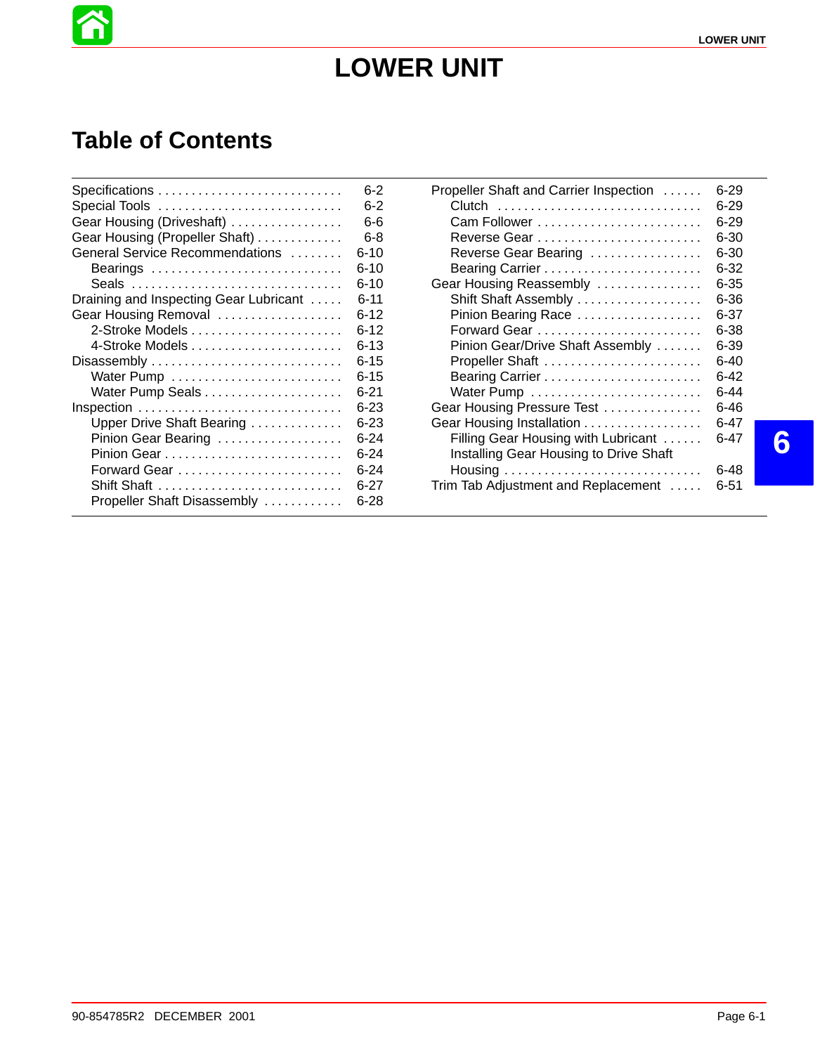# LOWER UNIT

## Table of Contents

| Section | Page |
|---|---|
| Specifications | 6-2 |
| Special Tools | 6-2 |
| Gear Housing (Driveshaft) | 6-6 |
| Gear Housing (Propeller Shaft) | 6-8 |
| General Service Recommendations | 6-10 |
| Bearings | 6-10 |
| Seals | 6-10 |
| Draining and Inspecting Gear Lubricant | 6-11 |
| Gear Housing Removal | 6-12 |
| 2-Stroke Models | 6-12 |
| 4-Stroke Models | 6-13 |
| Disassembly | 6-15 |
| Water Pump | 6-15 |
| Water Pump Seals | 6-21 |
| Inspection | 6-23 |
| Upper Drive Shaft Bearing | 6-23 |
| Pinion Gear Bearing | 6-24 |
| Pinion Gear | 6-24 |
| Forward Gear | 6-24 |
| Shift Shaft | 6-27 |
| Propeller Shaft Disassembly | 6-28 |
| Propeller Shaft and Carrier Inspection | 6-29 |
| Clutch | 6-29 |
| Cam Follower | 6-29 |
| Reverse Gear | 6-30 |
| Reverse Gear Bearing | 6-30 |
| Bearing Carrier | 6-32 |
| Gear Housing Reassembly | 6-35 |
| Shift Shaft Assembly | 6-36 |
| Pinion Bearing Race | 6-37 |
| Forward Gear | 6-38 |
| Pinion Gear/Drive Shaft Assembly | 6-39 |
| Propeller Shaft | 6-40 |
| Bearing Carrier | 6-42 |
| Water Pump | 6-44 |
| Gear Housing Pressure Test | 6-46 |
| Gear Housing Installation | 6-47 |
| Filling Gear Housing with Lubricant | 6-47 |
| Installing Gear Housing to Drive Shaft Housing | 6-48 |
| Trim Tab Adjustment and Replacement | 6-51 |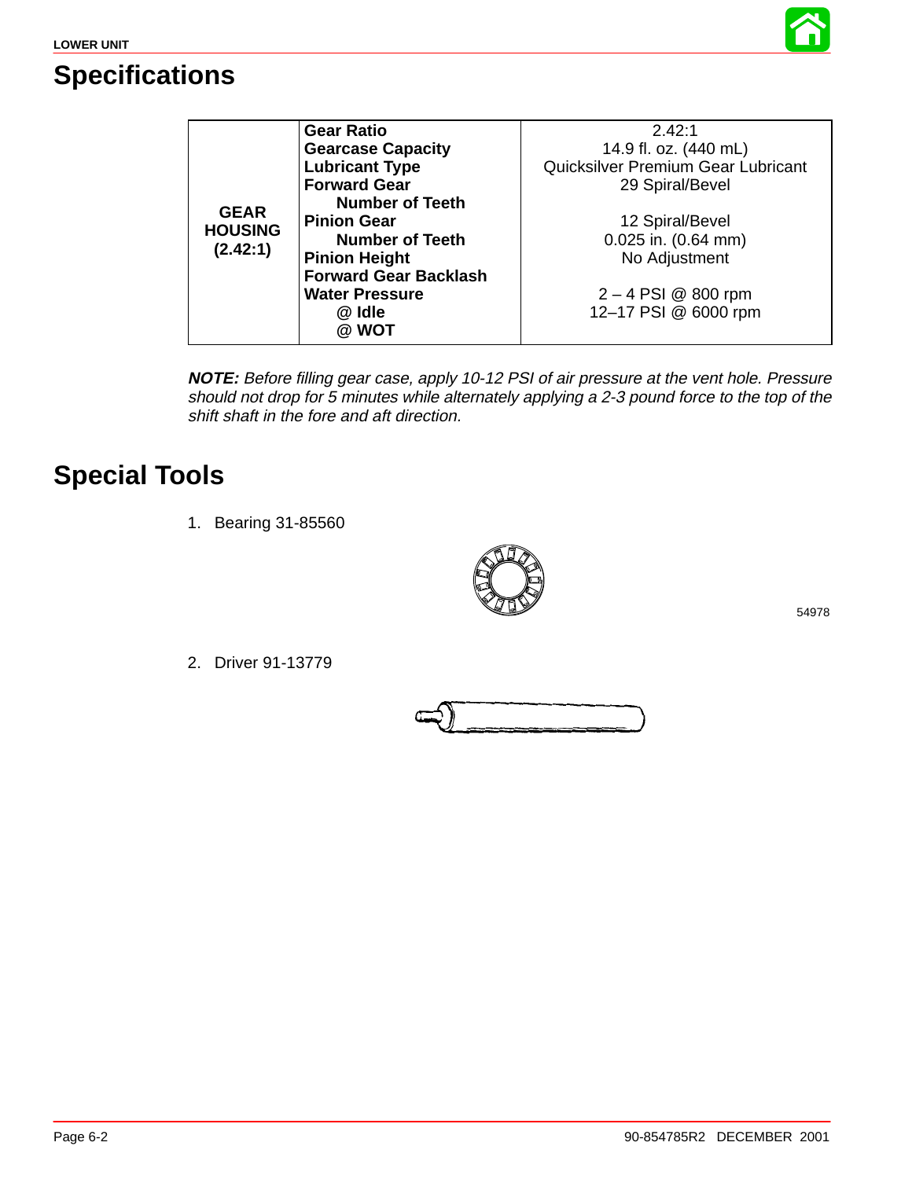# Specifications

| GEAR HOUSING (2.42:1) | | |
|---|---|---|
| | **Gear Ratio** | 2.42:1 |
| | **Gearcase Capacity** | 14.9 fl. oz. (440 mL) |
| | **Lubricant Type** | Quicksilver Premium Gear Lubricant |
| | **Forward Gear Number of Teeth** | 29 Spiral/Bevel |
| | **Pinion Gear Number of Teeth** | 12 Spiral/Bevel |
| | **Pinion Height** | 0.025 in. (0.64 mm) |
| | **Forward Gear Backlash** | No Adjustment |
| | **Water Pressure** | |
| | @ **Idle** | 2 – 4 PSI @ 800 rpm |
| | @ **WOT** | 12–17 PSI @ 6000 rpm |

***NOTE:*** *Before filling gear case, apply 10-12 PSI of air pressure at the vent hole. Pressure should not drop for 5 minutes while alternately applying a 2-3 pound force to the top of the shift shaft in the fore and aft direction.*

# Special Tools

1. Bearing 31-85560

54978

2. Driver 91-13779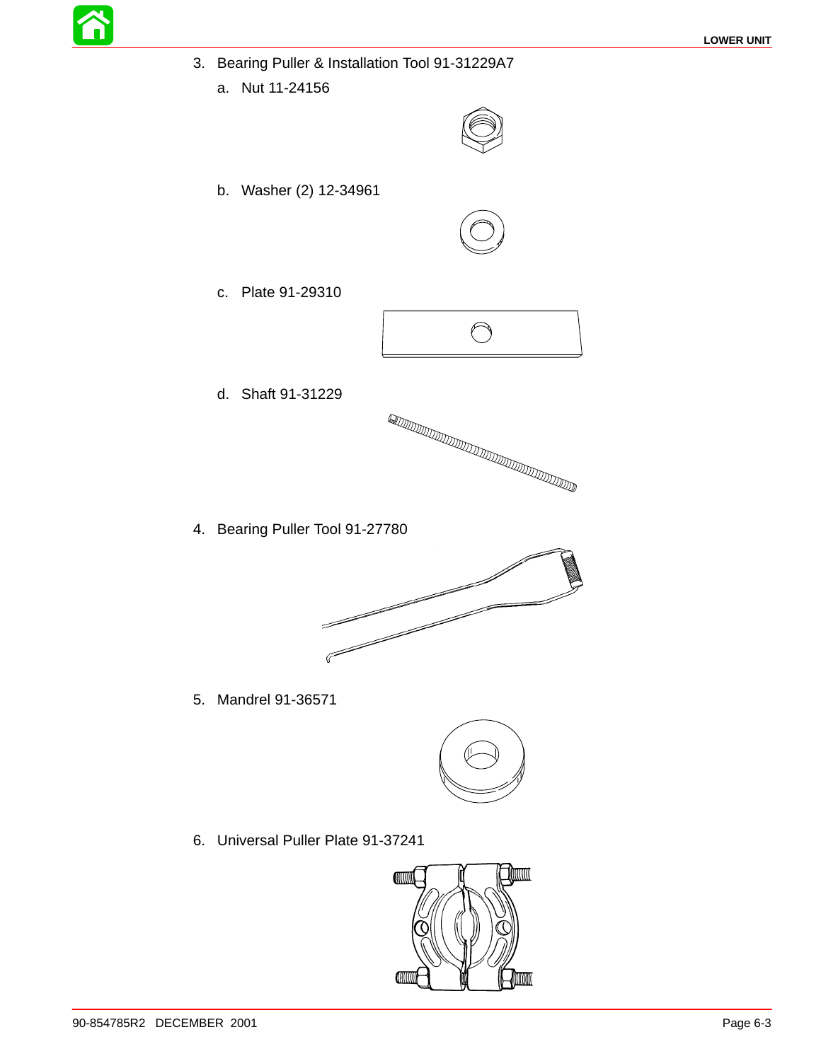3. Bearing Puller & Installation Tool 91-31229A7
   a. Nut 11-24156
   b. Washer (2) 12-34961
   c. Plate 91-29310
   d. Shaft 91-31229
4. Bearing Puller Tool 91-27780
5. Mandrel 91-36571
6. Universal Puller Plate 91-37241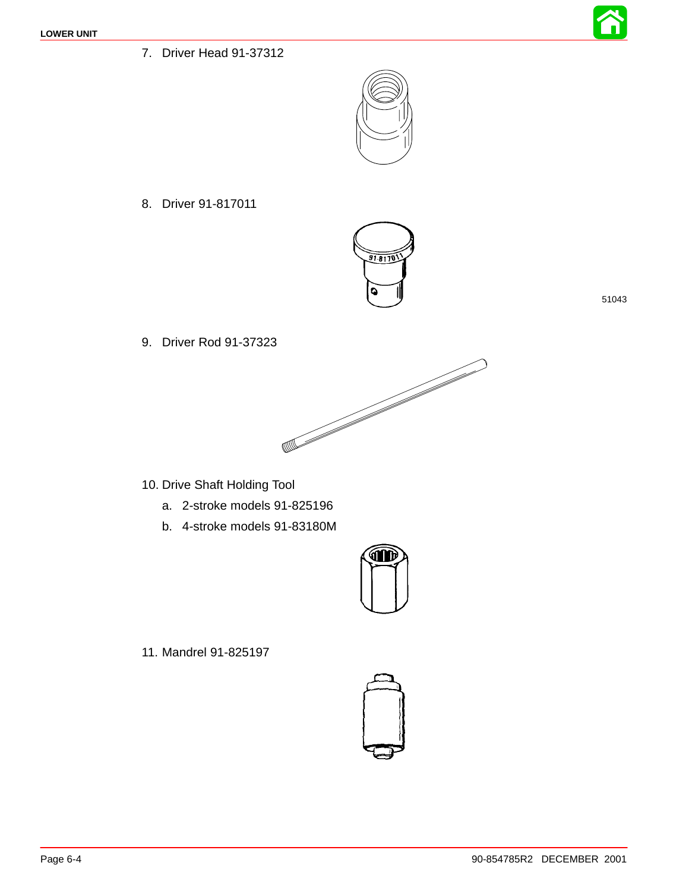7. Driver Head 91-37312

8. Driver 91-817011

51043

9. Driver Rod 91-37323

10. Drive Shaft Holding Tool
    a. 2-stroke models 91-825196
    b. 4-stroke models 91-83180M

11. Mandrel 91-825197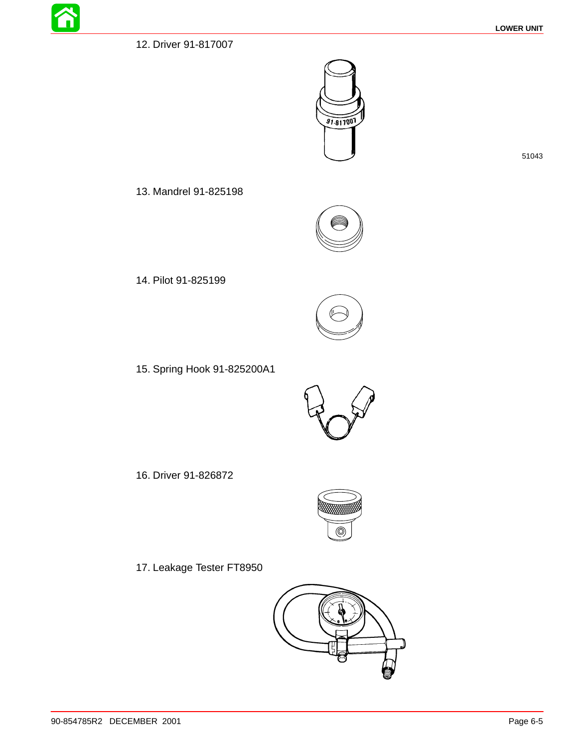12. Driver 91-817007

51043

13. Mandrel 91-825198

14. Pilot 91-825199

15. Spring Hook 91-825200A1

16. Driver 91-826872

17. Leakage Tester FT8950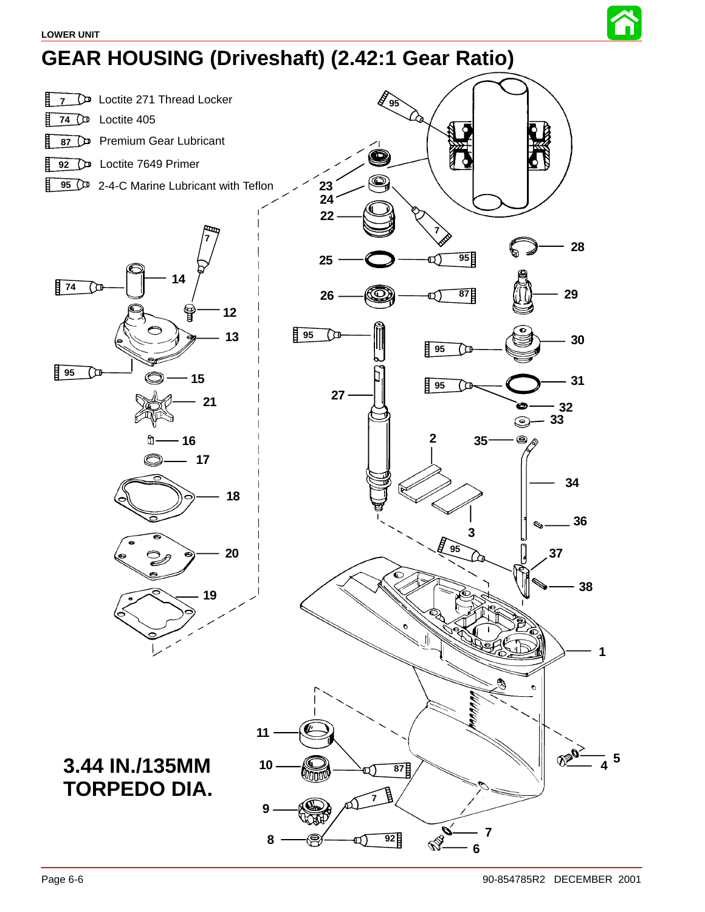# GEAR HOUSING (Driveshaft) (2.42:1 Gear Ratio)

- 7 Loctite 271 Thread Locker
- 74 Loctite 405
- 87 Premium Gear Lubricant
- 92 Loctite 7649 Primer
- 95 2-4-C Marine Lubricant with Teflon

**3.44 IN./135MM TORPEDO DIA.**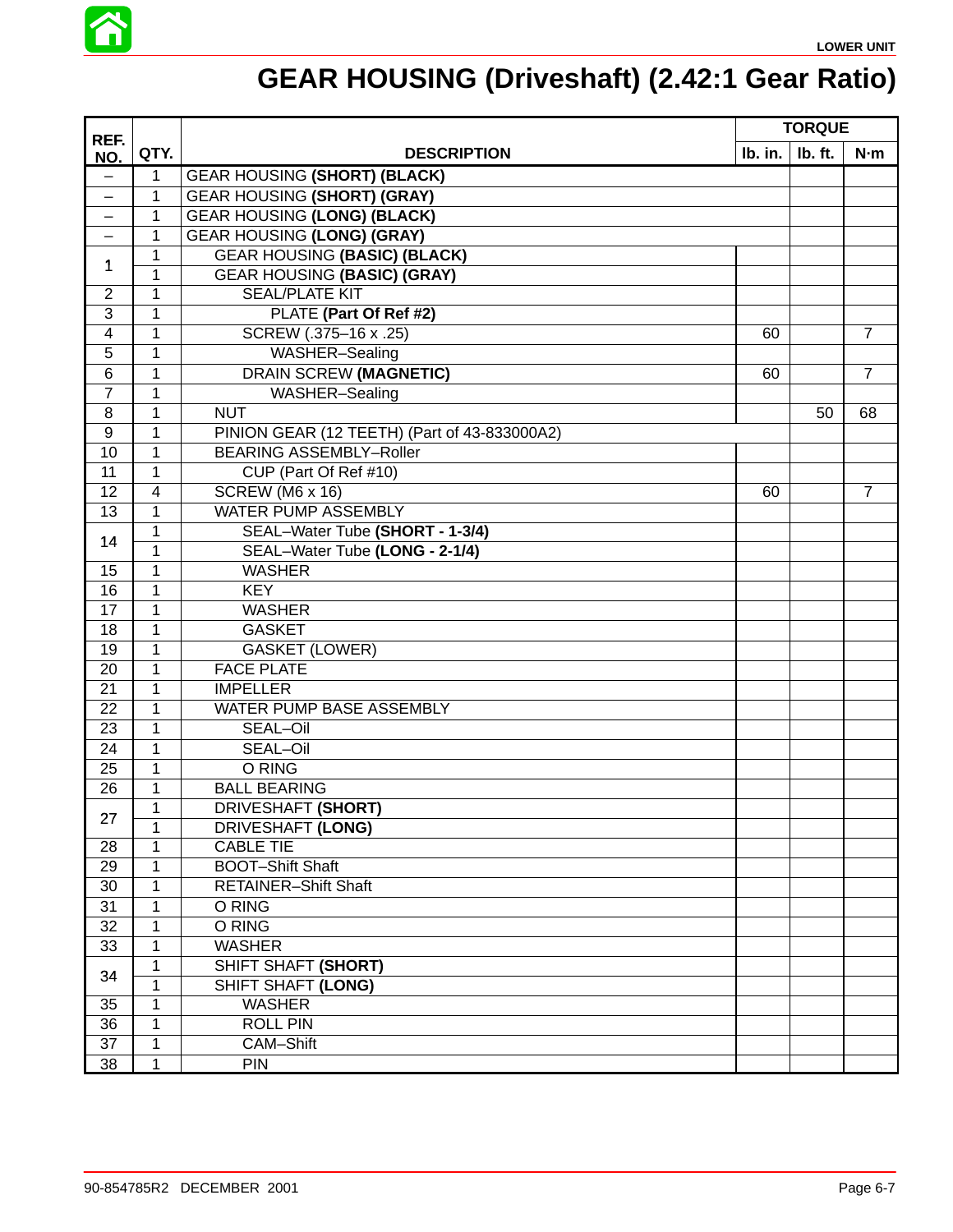# GEAR HOUSING (Driveshaft) (2.42:1 Gear Ratio)

| REF. NO. | QTY. | DESCRIPTION | TORQUE | | |
|---|---|---|---|---|---|
| | | | lb. in. | lb. ft. | N·m |
| – | 1 | GEAR HOUSING **(SHORT) (BLACK)** | | | |
| – | 1 | GEAR HOUSING **(SHORT) (GRAY)** | | | |
| – | 1 | GEAR HOUSING **(LONG) (BLACK)** | | | |
| – | 1 | GEAR HOUSING **(LONG) (GRAY)** | | | |
| 1 | 1 | GEAR HOUSING **(BASIC) (BLACK)** | | | |
| | 1 | GEAR HOUSING **(BASIC) (GRAY)** | | | |
| 2 | 1 | SEAL/PLATE KIT | | | |
| 3 | 1 | PLATE **(Part Of Ref #2)** | | | |
| 4 | 1 | SCREW (.375–16 x .25) | 60 | | 7 |
| 5 | 1 | WASHER–Sealing | | | |
| 6 | 1 | DRAIN SCREW **(MAGNETIC)** | 60 | | 7 |
| 7 | 1 | WASHER–Sealing | | | |
| 8 | 1 | NUT | | 50 | 68 |
| 9 | 1 | PINION GEAR (12 TEETH) (Part of 43-833000A2) | | | |
| 10 | 1 | BEARING ASSEMBLY–Roller | | | |
| 11 | 1 | CUP (Part Of Ref #10) | | | |
| 12 | 4 | SCREW (M6 x 16) | 60 | | 7 |
| 13 | 1 | WATER PUMP ASSEMBLY | | | |
| 14 | 1 | SEAL–Water Tube **(SHORT - 1-3/4)** | | | |
| | 1 | SEAL–Water Tube **(LONG - 2-1/4)** | | | |
| 15 | 1 | WASHER | | | |
| 16 | 1 | KEY | | | |
| 17 | 1 | WASHER | | | |
| 18 | 1 | GASKET | | | |
| 19 | 1 | GASKET (LOWER) | | | |
| 20 | 1 | FACE PLATE | | | |
| 21 | 1 | IMPELLER | | | |
| 22 | 1 | WATER PUMP BASE ASSEMBLY | | | |
| 23 | 1 | SEAL–Oil | | | |
| 24 | 1 | SEAL–Oil | | | |
| 25 | 1 | O RING | | | |
| 26 | 1 | BALL BEARING | | | |
| 27 | 1 | DRIVESHAFT **(SHORT)** | | | |
| | 1 | DRIVESHAFT **(LONG)** | | | |
| 28 | 1 | CABLE TIE | | | |
| 29 | 1 | BOOT–Shift Shaft | | | |
| 30 | 1 | RETAINER–Shift Shaft | | | |
| 31 | 1 | O RING | | | |
| 32 | 1 | O RING | | | |
| 33 | 1 | WASHER | | | |
| 34 | 1 | SHIFT SHAFT **(SHORT)** | | | |
| | 1 | SHIFT SHAFT **(LONG)** | | | |
| 35 | 1 | WASHER | | | |
| 36 | 1 | ROLL PIN | | | |
| 37 | 1 | CAM–Shift | | | |
| 38 | 1 | PIN | | | |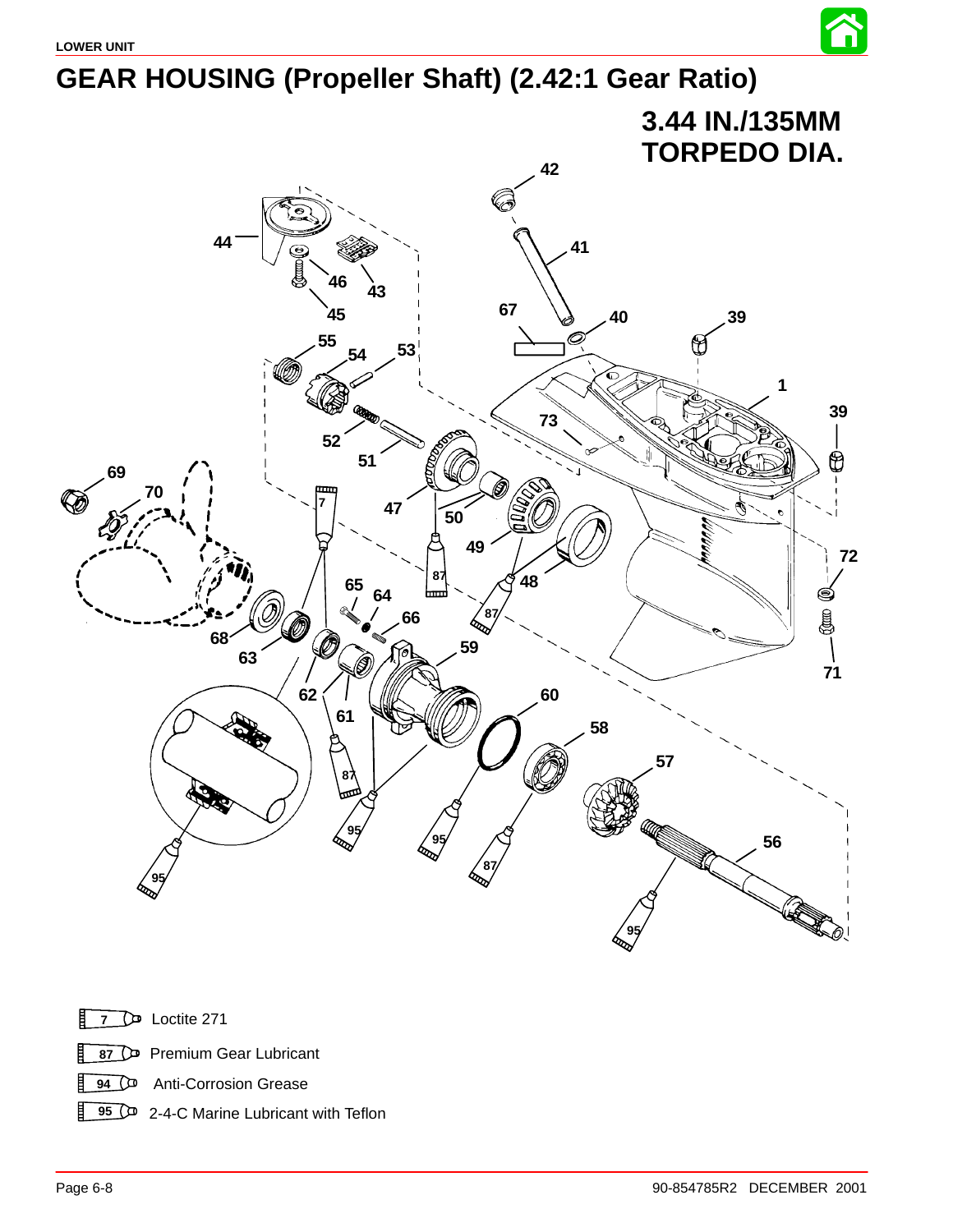# GEAR HOUSING (Propeller Shaft) (2.42:1 Gear Ratio)

**3.44 IN./135MM TORPEDO DIA.**

- 7 Loctite 271
- 87 Premium Gear Lubricant
- 94 Anti-Corrosion Grease
- 95 2-4-C Marine Lubricant with Teflon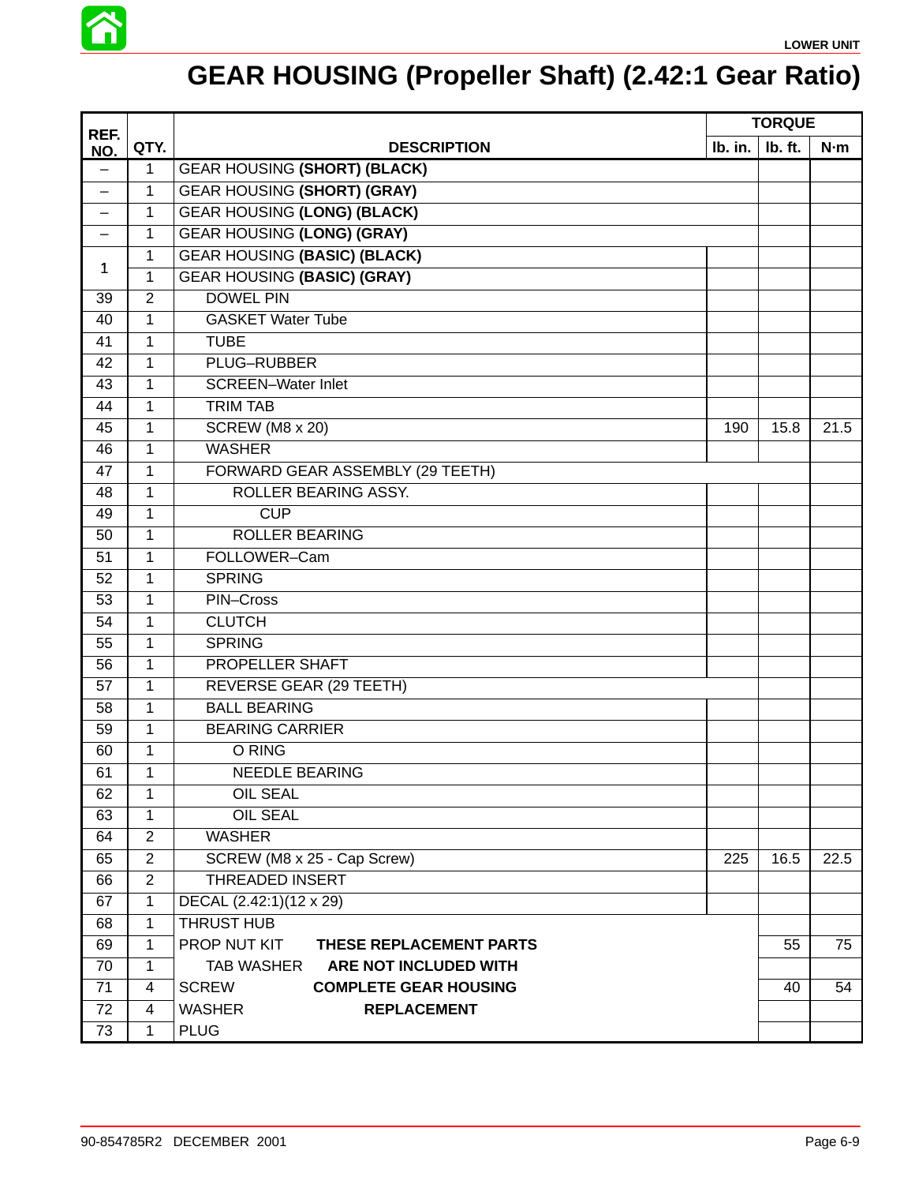# GEAR HOUSING (Propeller Shaft) (2.42:1 Gear Ratio)

| REF. NO. | QTY. | DESCRIPTION | TORQUE | | |
|---|---|---|---|---|---|
| | | | lb. in. | lb. ft. | N·m |
| – | 1 | GEAR HOUSING **(SHORT) (BLACK)** | | | |
| – | 1 | GEAR HOUSING **(SHORT) (GRAY)** | | | |
| – | 1 | GEAR HOUSING **(LONG) (BLACK)** | | | |
| – | 1 | GEAR HOUSING **(LONG) (GRAY)** | | | |
| 1 | 1 | GEAR HOUSING **(BASIC) (BLACK)** | | | |
| | 1 | GEAR HOUSING **(BASIC) (GRAY)** | | | |
| 39 | 2 | DOWEL PIN | | | |
| 40 | 1 | GASKET Water Tube | | | |
| 41 | 1 | TUBE | | | |
| 42 | 1 | PLUG–RUBBER | | | |
| 43 | 1 | SCREEN–Water Inlet | | | |
| 44 | 1 | TRIM TAB | | | |
| 45 | 1 | SCREW (M8 x 20) | 190 | 15.8 | 21.5 |
| 46 | 1 | WASHER | | | |
| 47 | 1 | FORWARD GEAR ASSEMBLY (29 TEETH) | | | |
| 48 | 1 | ROLLER BEARING ASSY. | | | |
| 49 | 1 | CUP | | | |
| 50 | 1 | ROLLER BEARING | | | |
| 51 | 1 | FOLLOWER–Cam | | | |
| 52 | 1 | SPRING | | | |
| 53 | 1 | PIN–Cross | | | |
| 54 | 1 | CLUTCH | | | |
| 55 | 1 | SPRING | | | |
| 56 | 1 | PROPELLER SHAFT | | | |
| 57 | 1 | REVERSE GEAR (29 TEETH) | | | |
| 58 | 1 | BALL BEARING | | | |
| 59 | 1 | BEARING CARRIER | | | |
| 60 | 1 | O RING | | | |
| 61 | 1 | NEEDLE BEARING | | | |
| 62 | 1 | OIL SEAL | | | |
| 63 | 1 | OIL SEAL | | | |
| 64 | 2 | WASHER | | | |
| 65 | 2 | SCREW (M8 x 25 - Cap Screw) | 225 | 16.5 | 22.5 |
| 66 | 2 | THREADED INSERT | | | |
| 67 | 1 | DECAL (2.42:1)(12 x 29) | | | |
| 68 | 1 | THRUST HUB | | | |
| 69 | 1 | PROP NUT KIT **THESE REPLACEMENT PARTS** | | 55 | 75 |
| 70 | 1 | TAB WASHER **ARE NOT INCLUDED WITH** | | | |
| 71 | 4 | SCREW **COMPLETE GEAR HOUSING** | | 40 | 54 |
| 72 | 4 | WASHER **REPLACEMENT** | | | |
| 73 | 1 | PLUG | | | |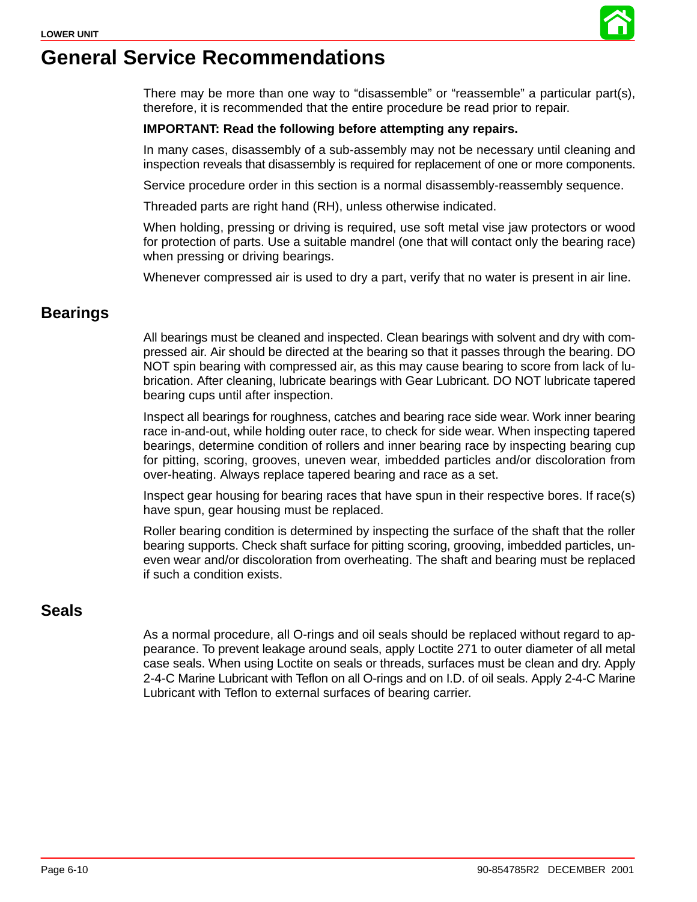# General Service Recommendations

There may be more than one way to "disassemble" or "reassemble" a particular part(s), therefore, it is recommended that the entire procedure be read prior to repair.

**IMPORTANT: Read the following before attempting any repairs.**

In many cases, disassembly of a sub-assembly may not be necessary until cleaning and inspection reveals that disassembly is required for replacement of one or more components.

Service procedure order in this section is a normal disassembly-reassembly sequence.

Threaded parts are right hand (RH), unless otherwise indicated.

When holding, pressing or driving is required, use soft metal vise jaw protectors or wood for protection of parts. Use a suitable mandrel (one that will contact only the bearing race) when pressing or driving bearings.

Whenever compressed air is used to dry a part, verify that no water is present in air line.

## Bearings

All bearings must be cleaned and inspected. Clean bearings with solvent and dry with compressed air. Air should be directed at the bearing so that it passes through the bearing. DO NOT spin bearing with compressed air, as this may cause bearing to score from lack of lubrication. After cleaning, lubricate bearings with Gear Lubricant. DO NOT lubricate tapered bearing cups until after inspection.

Inspect all bearings for roughness, catches and bearing race side wear. Work inner bearing race in-and-out, while holding outer race, to check for side wear. When inspecting tapered bearings, determine condition of rollers and inner bearing race by inspecting bearing cup for pitting, scoring, grooves, uneven wear, imbedded particles and/or discoloration from over-heating. Always replace tapered bearing and race as a set.

Inspect gear housing for bearing races that have spun in their respective bores. If race(s) have spun, gear housing must be replaced.

Roller bearing condition is determined by inspecting the surface of the shaft that the roller bearing supports. Check shaft surface for pitting scoring, grooving, imbedded particles, uneven wear and/or discoloration from overheating. The shaft and bearing must be replaced if such a condition exists.

## Seals

As a normal procedure, all O-rings and oil seals should be replaced without regard to appearance. To prevent leakage around seals, apply Loctite 271 to outer diameter of all metal case seals. When using Loctite on seals or threads, surfaces must be clean and dry. Apply 2-4-C Marine Lubricant with Teflon on all O-rings and on I.D. of oil seals. Apply 2-4-C Marine Lubricant with Teflon to external surfaces of bearing carrier.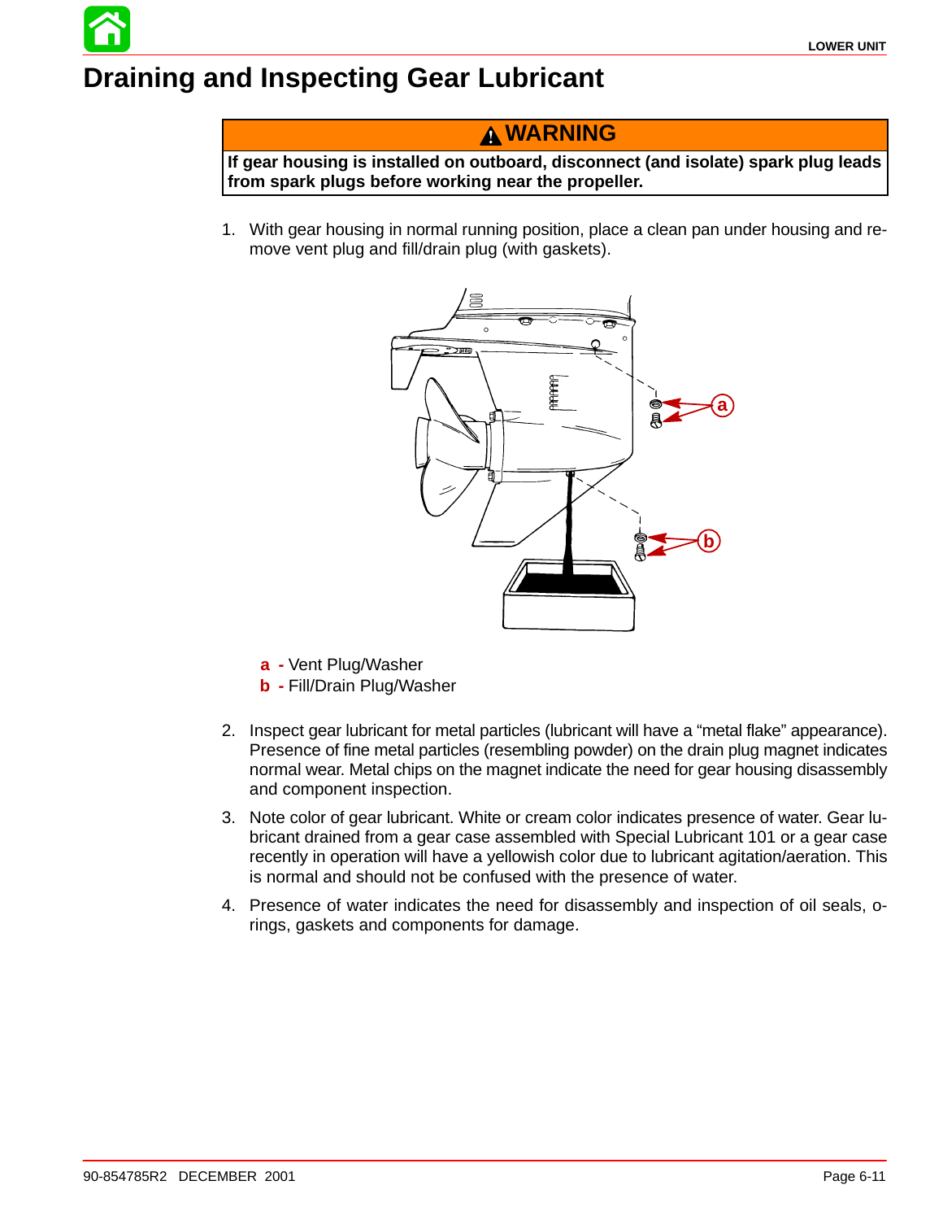# Draining and Inspecting Gear Lubricant

> **⚠ WARNING**
>
> **If gear housing is installed on outboard, disconnect (and isolate) spark plug leads from spark plugs before working near the propeller.**

1. With gear housing in normal running position, place a clean pan under housing and remove vent plug and fill/drain plug (with gaskets).

**a** - Vent Plug/Washer
**b** - Fill/Drain Plug/Washer

2. Inspect gear lubricant for metal particles (lubricant will have a "metal flake" appearance). Presence of fine metal particles (resembling powder) on the drain plug magnet indicates normal wear. Metal chips on the magnet indicate the need for gear housing disassembly and component inspection.
3. Note color of gear lubricant. White or cream color indicates presence of water. Gear lubricant drained from a gear case assembled with Special Lubricant 101 or a gear case recently in operation will have a yellowish color due to lubricant agitation/aeration. This is normal and should not be confused with the presence of water.
4. Presence of water indicates the need for disassembly and inspection of oil seals, o-rings, gaskets and components for damage.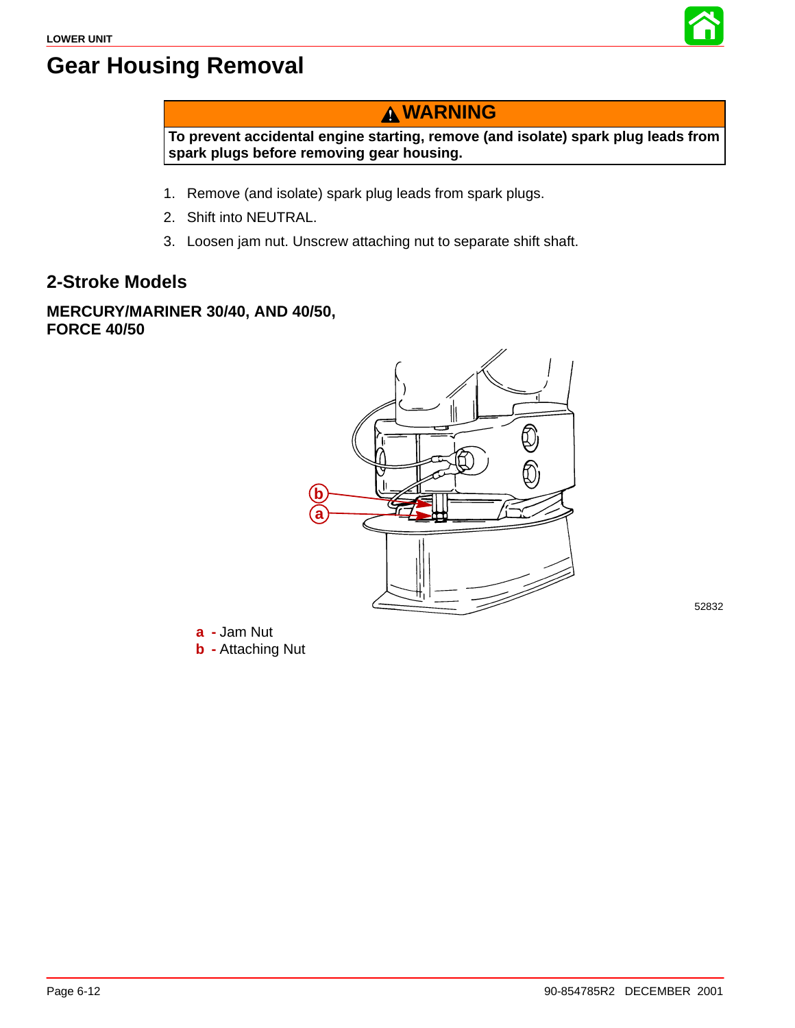# Gear Housing Removal

> **⚠ WARNING**
>
> **To prevent accidental engine starting, remove (and isolate) spark plug leads from spark plugs before removing gear housing.**

1. Remove (and isolate) spark plug leads from spark plugs.
2. Shift into NEUTRAL.
3. Loosen jam nut. Unscrew attaching nut to separate shift shaft.

## 2-Stroke Models

### MERCURY/MARINER 30/40, AND 40/50, FORCE 40/50

52832

**a** - Jam Nut
**b** - Attaching Nut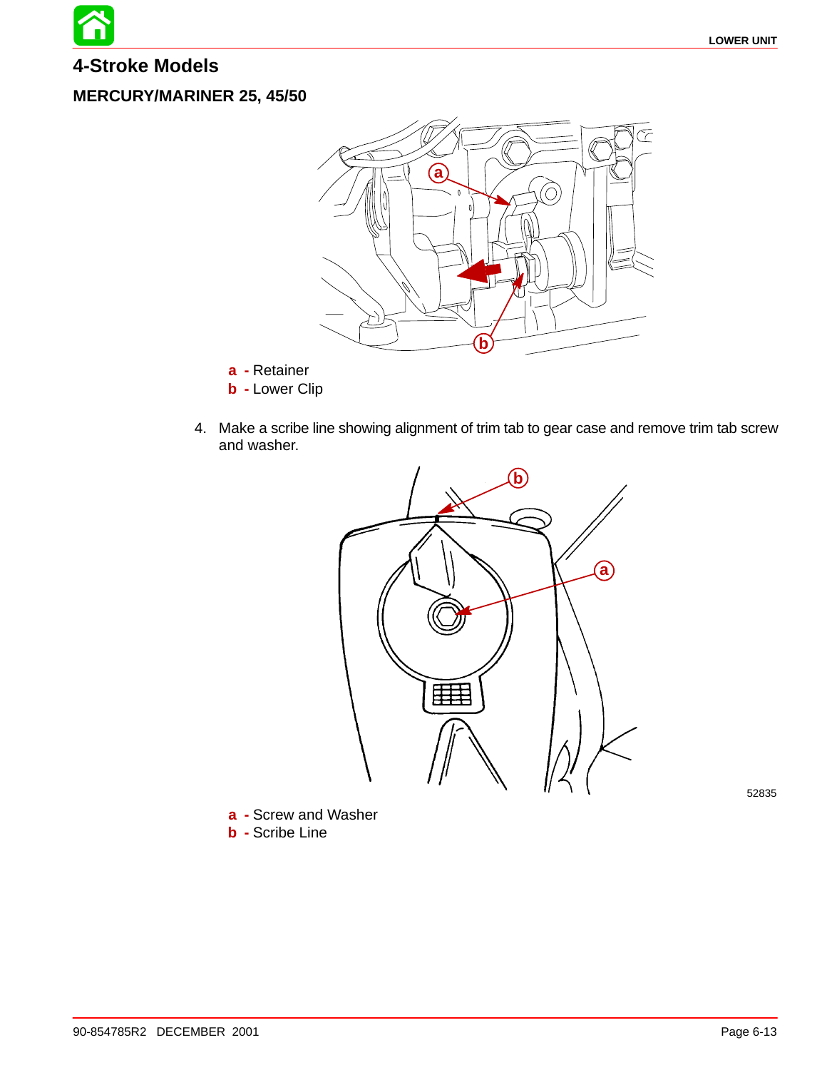## 4-Stroke Models

### MERCURY/MARINER 25, 45/50

**a** - Retainer
**b** - Lower Clip

4. Make a scribe line showing alignment of trim tab to gear case and remove trim tab screw and washer.

52835

**a** - Screw and Washer
**b** - Scribe Line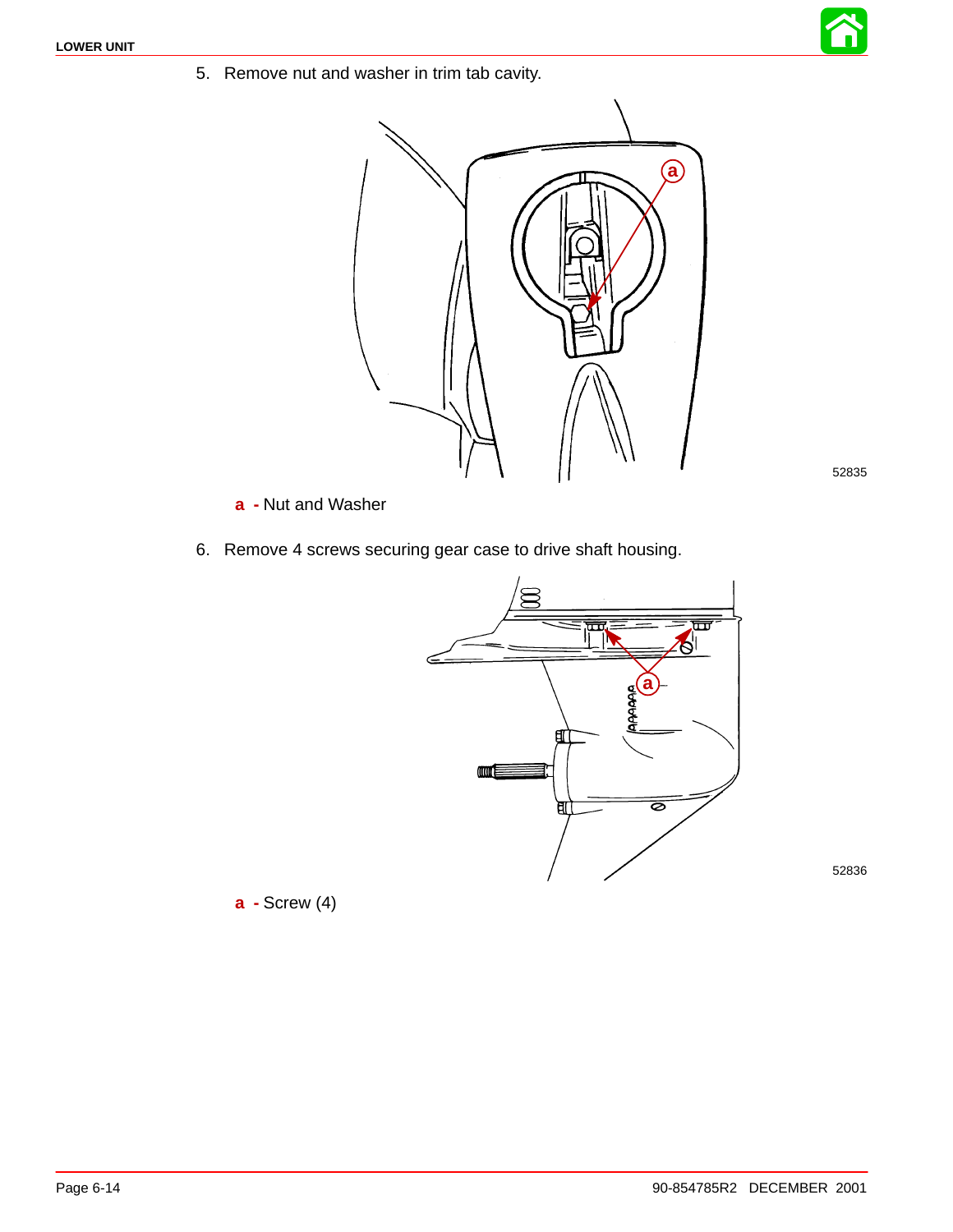5. Remove nut and washer in trim tab cavity.

52835

**a** - Nut and Washer

6. Remove 4 screws securing gear case to drive shaft housing.

52836

**a** - Screw (4)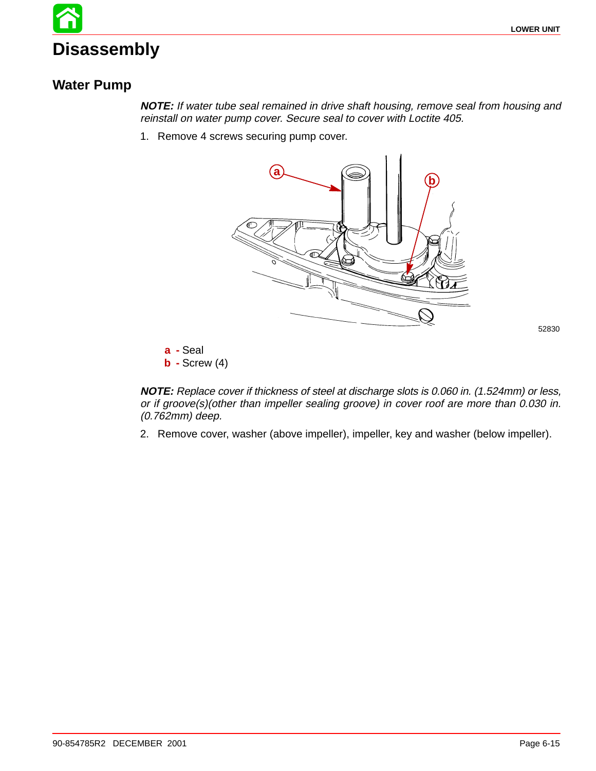# Disassembly

## Water Pump

***NOTE:*** *If water tube seal remained in drive shaft housing, remove seal from housing and reinstall on water pump cover. Secure seal to cover with Loctite 405.*

1. Remove 4 screws securing pump cover.

52830

**a** - Seal
**b** - Screw (4)

***NOTE:*** *Replace cover if thickness of steel at discharge slots is 0.060 in. (1.524mm) or less, or if groove(s)(other than impeller sealing groove) in cover roof are more than 0.030 in. (0.762mm) deep.*

2. Remove cover, washer (above impeller), impeller, key and washer (below impeller).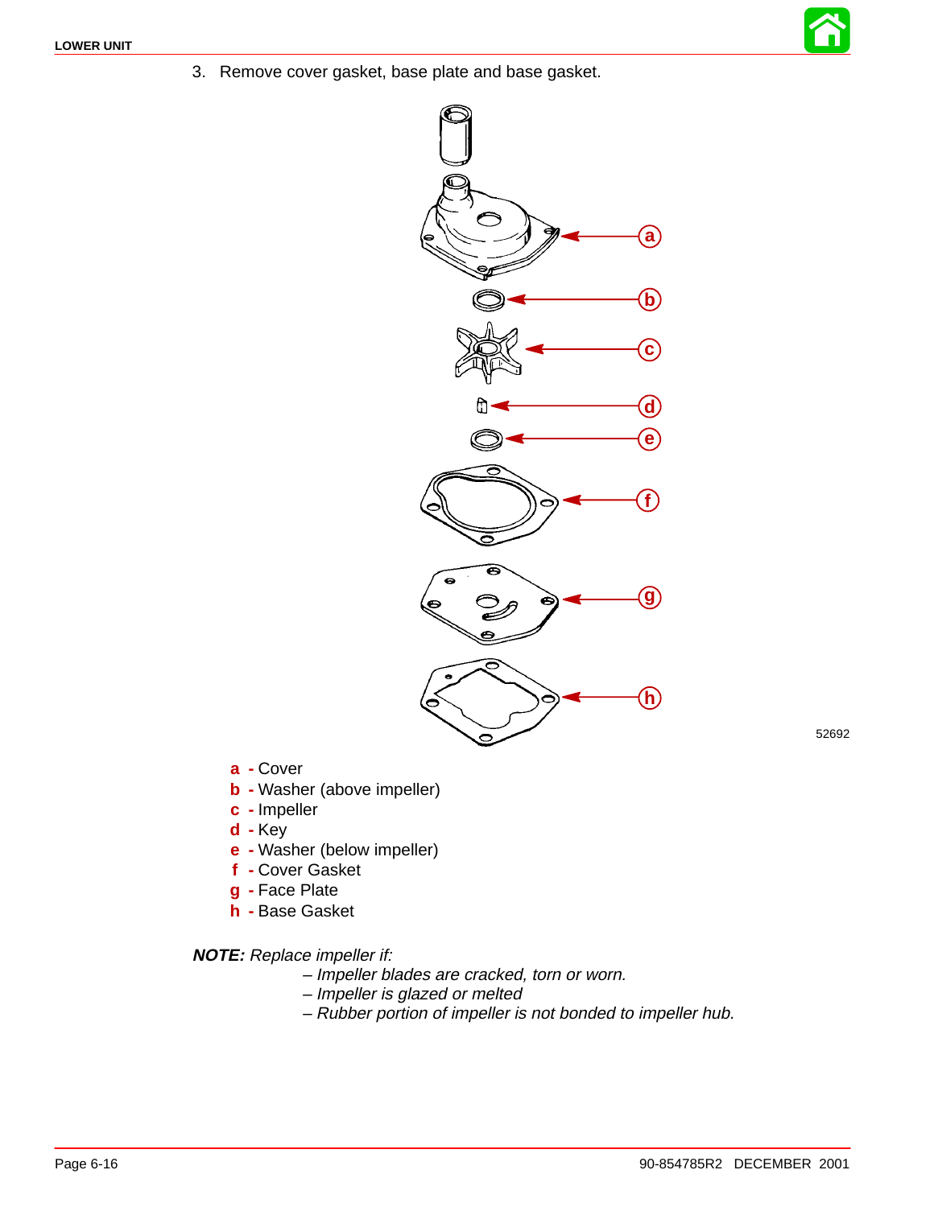3. Remove cover gasket, base plate and base gasket.

52692

**a** - Cover
**b** - Washer (above impeller)
**c** - Impeller
**d** - Key
**e** - Washer (below impeller)
**f** - Cover Gasket
**g** - Face Plate
**h** - Base Gasket

***NOTE:*** *Replace impeller if:*

*– Impeller blades are cracked, torn or worn.*
*– Impeller is glazed or melted*
*– Rubber portion of impeller is not bonded to impeller hub.*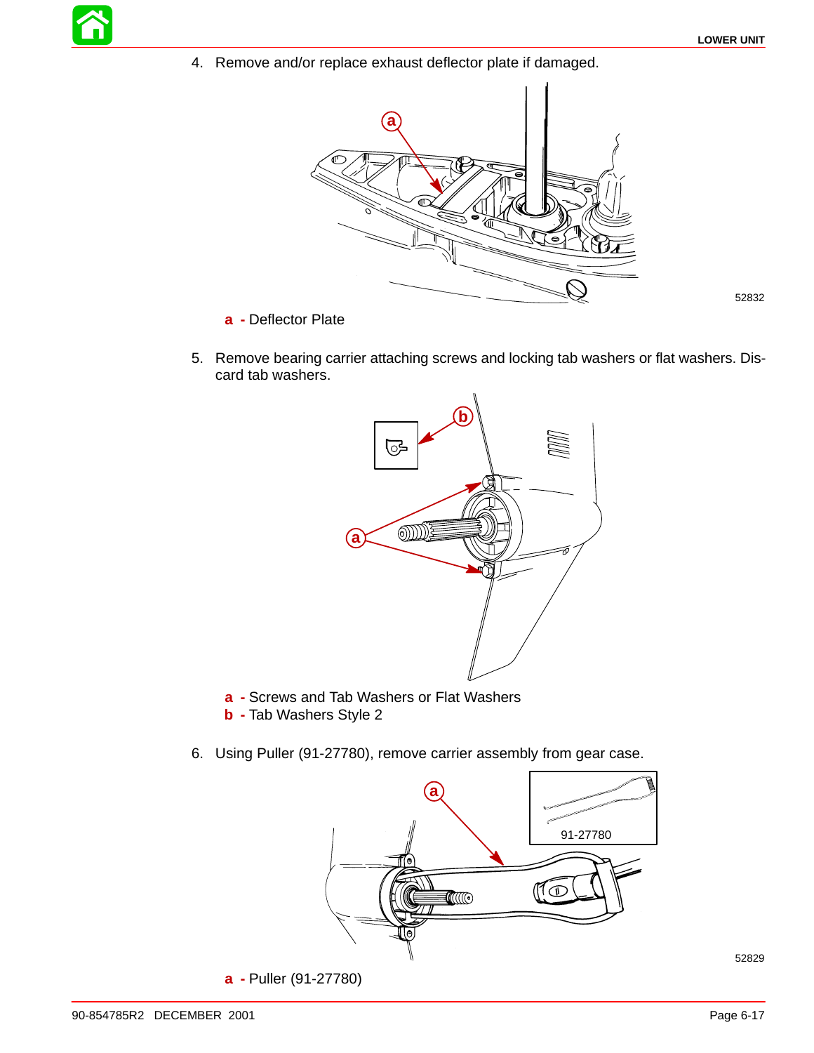4. Remove and/or replace exhaust deflector plate if damaged.

52832

**a** - Deflector Plate

5. Remove bearing carrier attaching screws and locking tab washers or flat washers. Discard tab washers.

**a** - Screws and Tab Washers or Flat Washers
**b** - Tab Washers Style 2

6. Using Puller (91-27780), remove carrier assembly from gear case.

91-27780

52829

**a** - Puller (91-27780)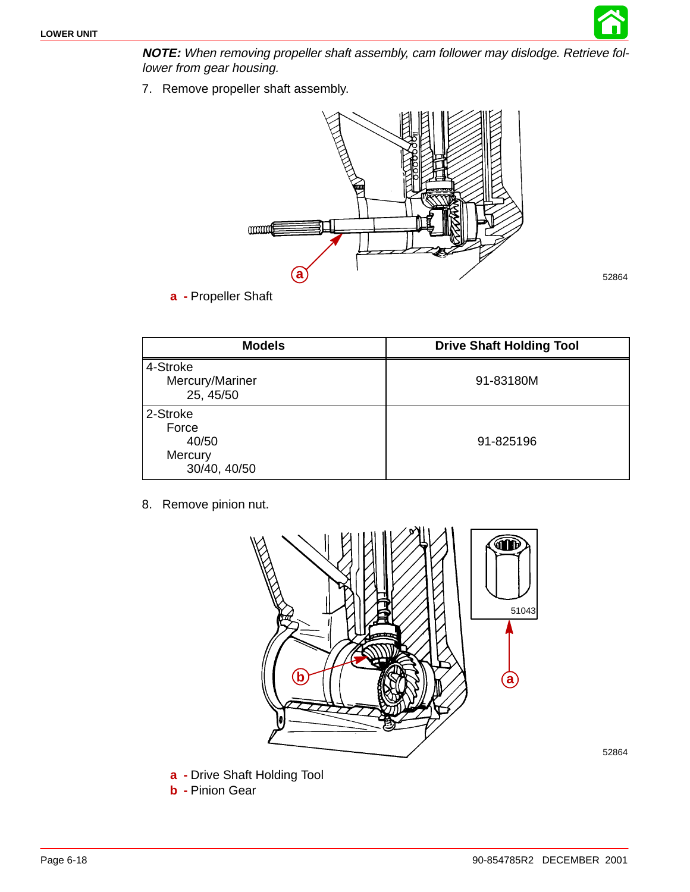***NOTE:*** *When removing propeller shaft assembly, cam follower may dislodge. Retrieve follower from gear housing.*

7. Remove propeller shaft assembly.

52864

**a** - Propeller Shaft

| Models | Drive Shaft Holding Tool |
|---|---|
| 4-Stroke<br>Mercury/Mariner<br>25, 45/50 | 91-83180M |
| 2-Stroke<br>Force<br>40/50<br>Mercury<br>30/40, 40/50 | 91-825196 |

8. Remove pinion nut.

51043

52864

**a** - Drive Shaft Holding Tool
**b** - Pinion Gear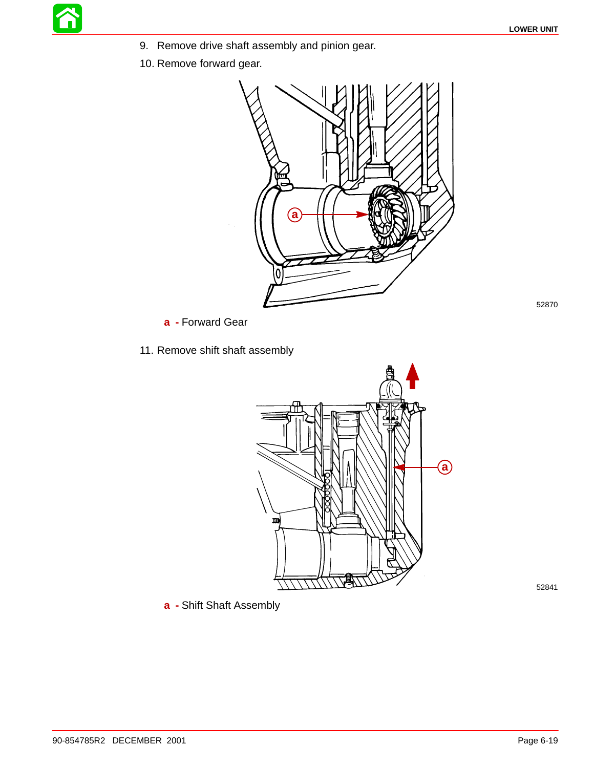9. Remove drive shaft assembly and pinion gear.
10. Remove forward gear.

52870

**a** - Forward Gear

11. Remove shift shaft assembly

52841

**a** - Shift Shaft Assembly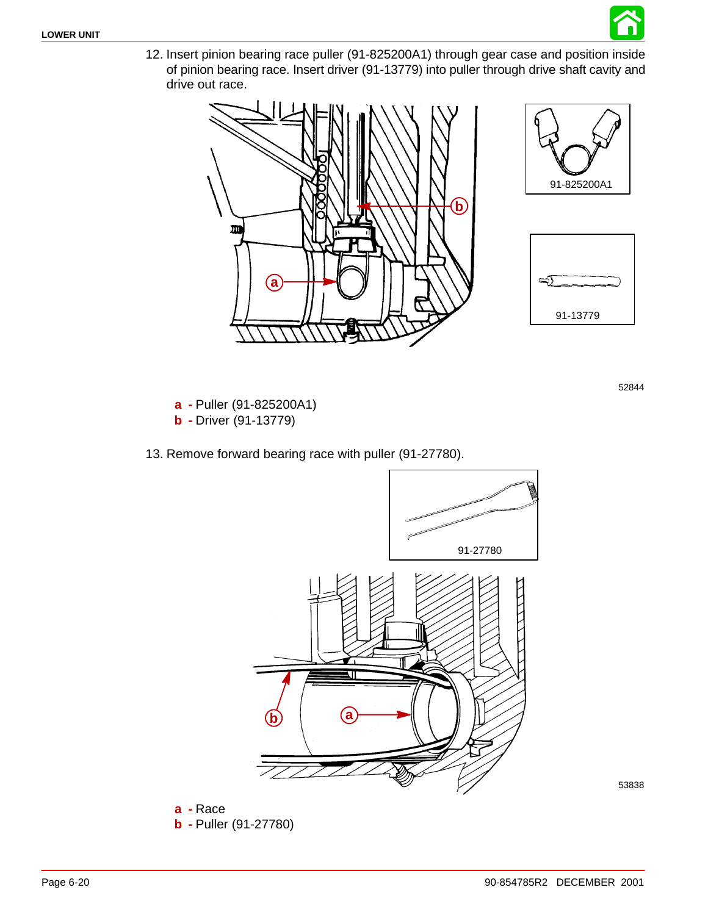12. Insert pinion bearing race puller (91-825200A1) through gear case and position inside of pinion bearing race. Insert driver (91-13779) into puller through drive shaft cavity and drive out race.

91-825200A1

91-13779

52844

**a -** Puller (91-825200A1)
**b -** Driver (91-13779)

13. Remove forward bearing race with puller (91-27780).

91-27780

53838

**a -** Race
**b -** Puller (91-27780)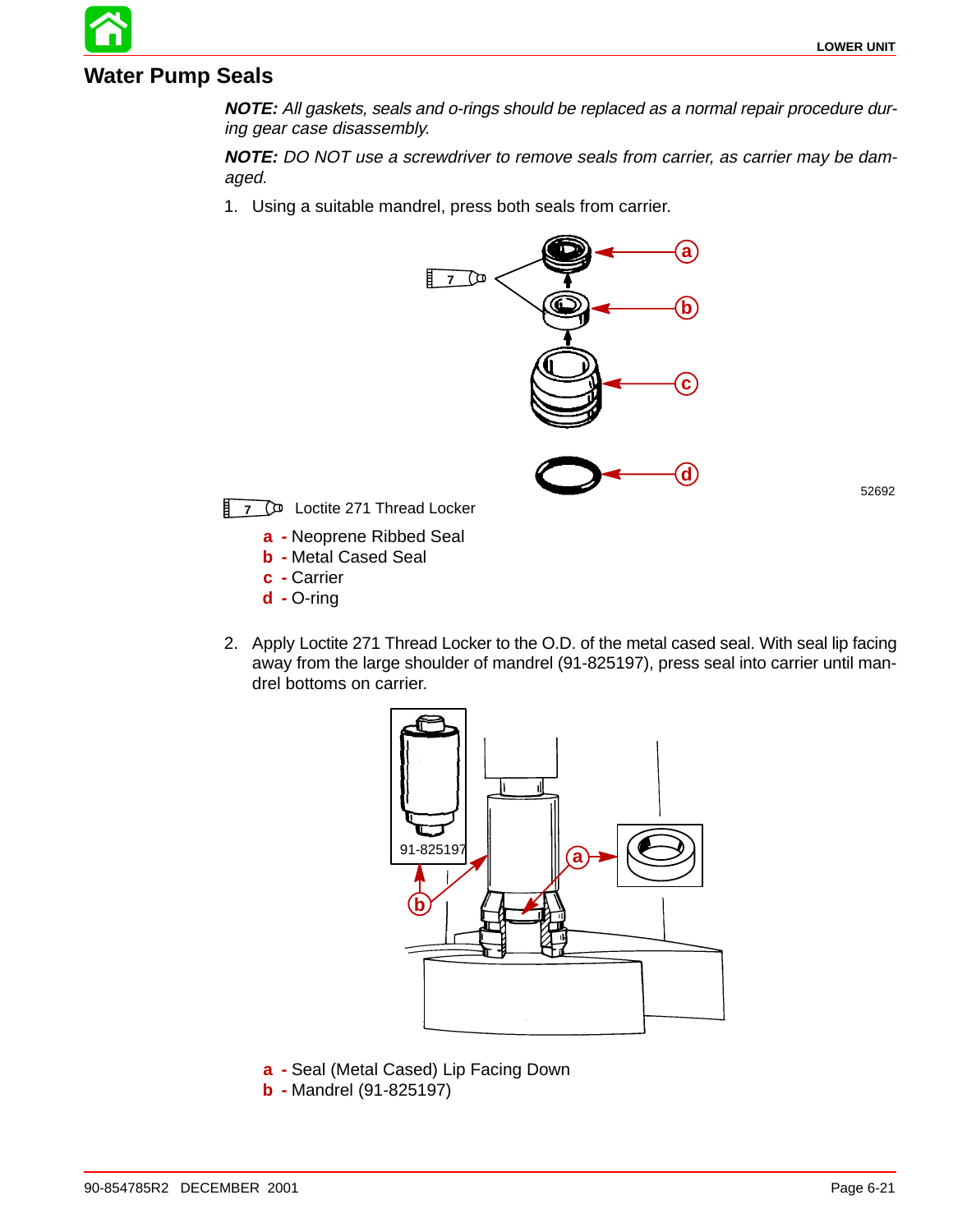## Water Pump Seals

***NOTE:** All gaskets, seals and o-rings should be replaced as a normal repair procedure during gear case disassembly.*

***NOTE:** DO NOT use a screwdriver to remove seals from carrier, as carrier may be damaged.*

1. Using a suitable mandrel, press both seals from carrier.

52692

7 Loctite 271 Thread Locker

**a** - Neoprene Ribbed Seal
**b** - Metal Cased Seal
**c** - Carrier
**d** - O-ring

2. Apply Loctite 271 Thread Locker to the O.D. of the metal cased seal. With seal lip facing away from the large shoulder of mandrel (91-825197), press seal into carrier until mandrel bottoms on carrier.

91-825197

**a** - Seal (Metal Cased) Lip Facing Down
**b** - Mandrel (91-825197)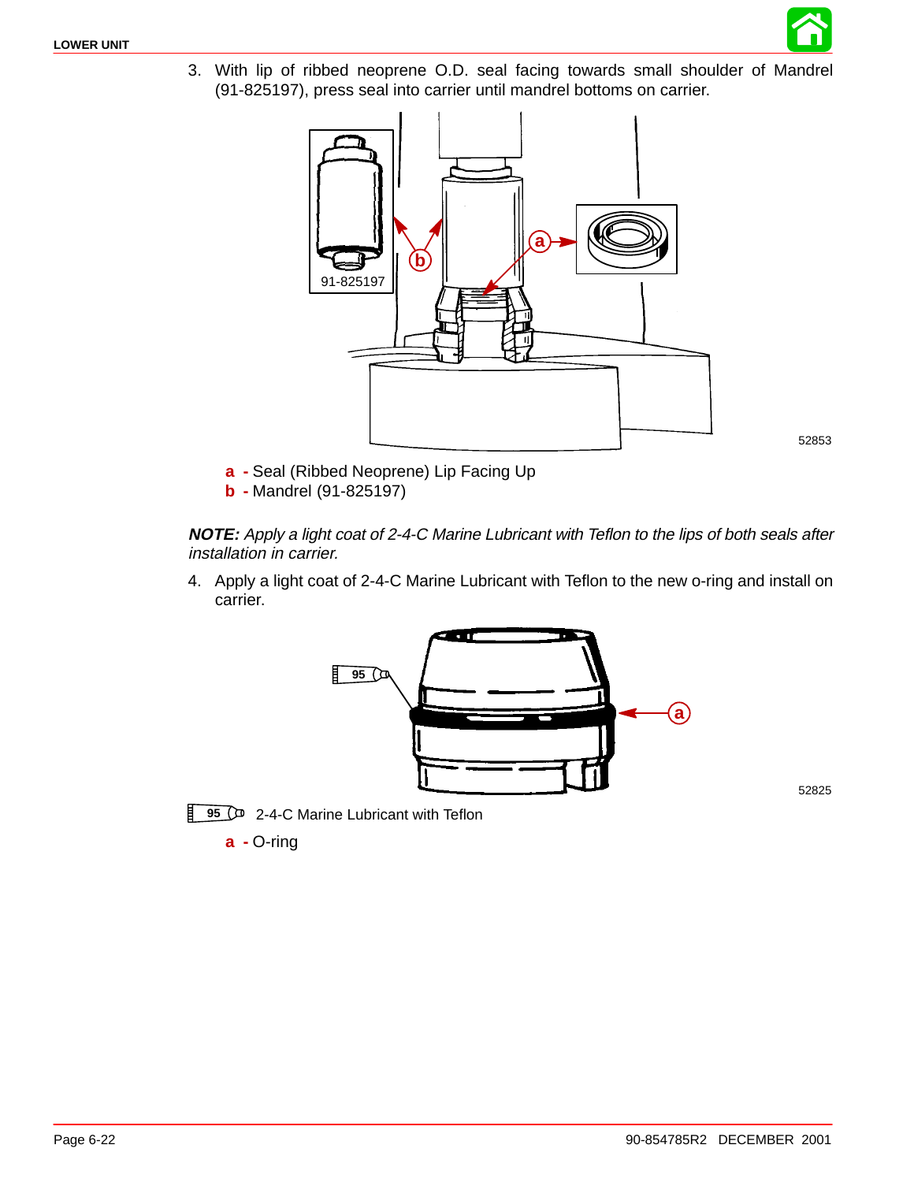3. With lip of ribbed neoprene O.D. seal facing towards small shoulder of Mandrel (91-825197), press seal into carrier until mandrel bottoms on carrier.

91-825197

52853

**a -** Seal (Ribbed Neoprene) Lip Facing Up
**b -** Mandrel (91-825197)

***NOTE:** Apply a light coat of 2-4-C Marine Lubricant with Teflon to the lips of both seals after installation in carrier.*

4. Apply a light coat of 2-4-C Marine Lubricant with Teflon to the new o-ring and install on carrier.

52825

95 2-4-C Marine Lubricant with Teflon

**a -** O-ring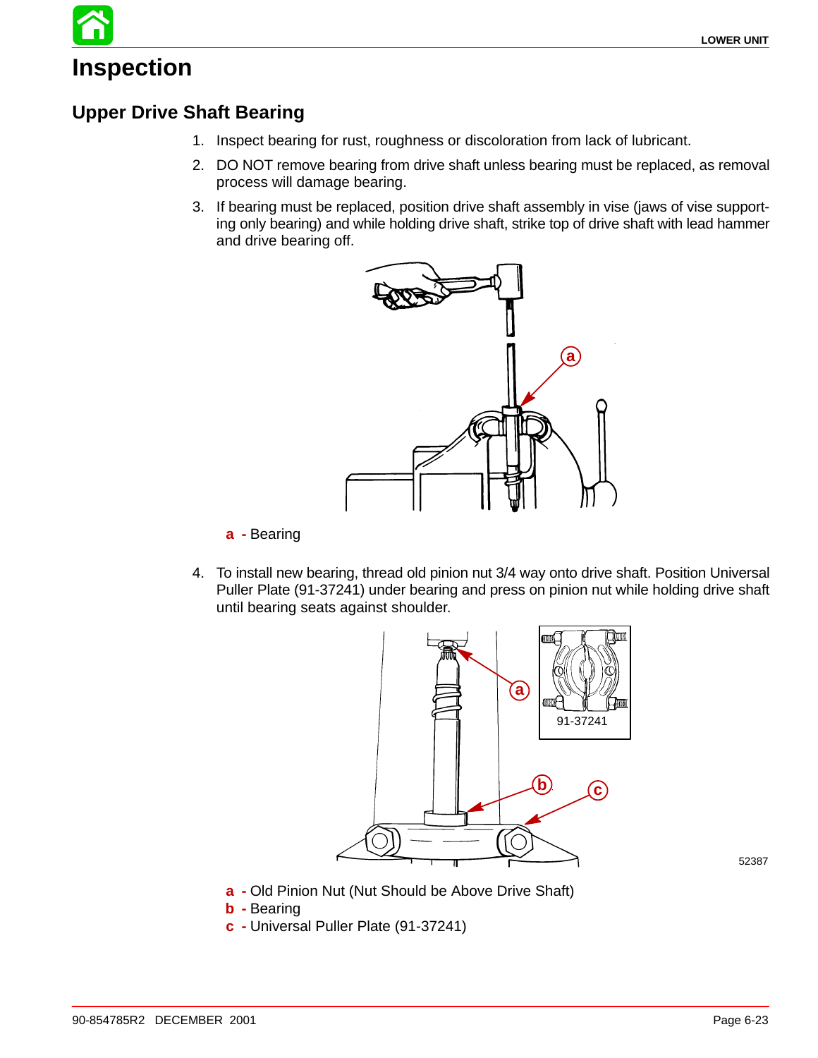# Inspection

## Upper Drive Shaft Bearing

1. Inspect bearing for rust, roughness or discoloration from lack of lubricant.
2. DO NOT remove bearing from drive shaft unless bearing must be replaced, as removal process will damage bearing.
3. If bearing must be replaced, position drive shaft assembly in vise (jaws of vise supporting only bearing) and while holding drive shaft, strike top of drive shaft with lead hammer and drive bearing off.

**a** - Bearing

4. To install new bearing, thread old pinion nut 3/4 way onto drive shaft. Position Universal Puller Plate (91-37241) under bearing and press on pinion nut while holding drive shaft until bearing seats against shoulder.

91-37241

52387

**a** - Old Pinion Nut (Nut Should be Above Drive Shaft)
**b** - Bearing
**c** - Universal Puller Plate (91-37241)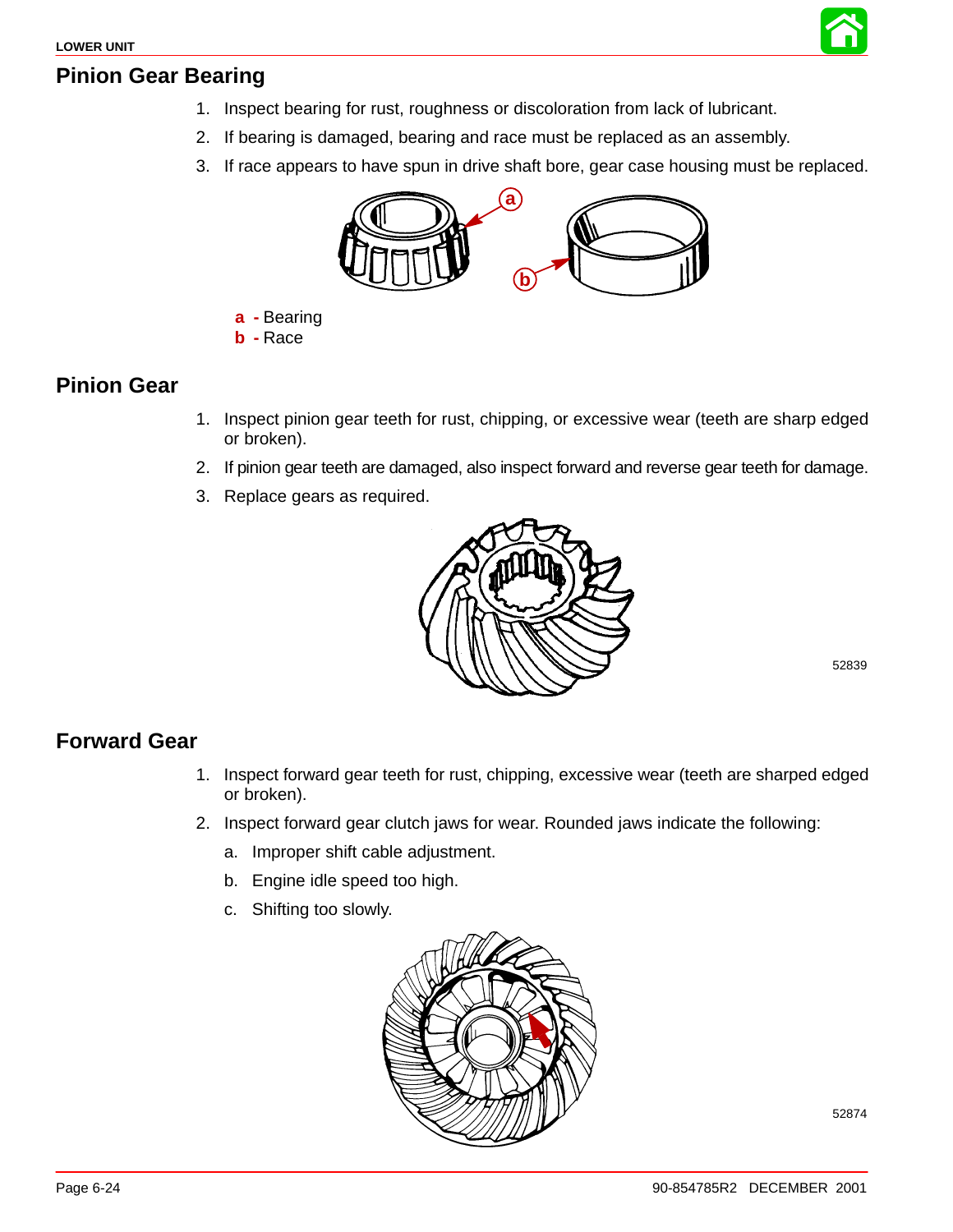## Pinion Gear Bearing

1. Inspect bearing for rust, roughness or discoloration from lack of lubricant.
2. If bearing is damaged, bearing and race must be replaced as an assembly.
3. If race appears to have spun in drive shaft bore, gear case housing must be replaced.

**a** - Bearing
**b** - Race

## Pinion Gear

1. Inspect pinion gear teeth for rust, chipping, or excessive wear (teeth are sharp edged or broken).
2. If pinion gear teeth are damaged, also inspect forward and reverse gear teeth for damage.
3. Replace gears as required.

52839

## Forward Gear

1. Inspect forward gear teeth for rust, chipping, excessive wear (teeth are sharped edged or broken).
2. Inspect forward gear clutch jaws for wear. Rounded jaws indicate the following:
   a. Improper shift cable adjustment.
   b. Engine idle speed too high.
   c. Shifting too slowly.

52874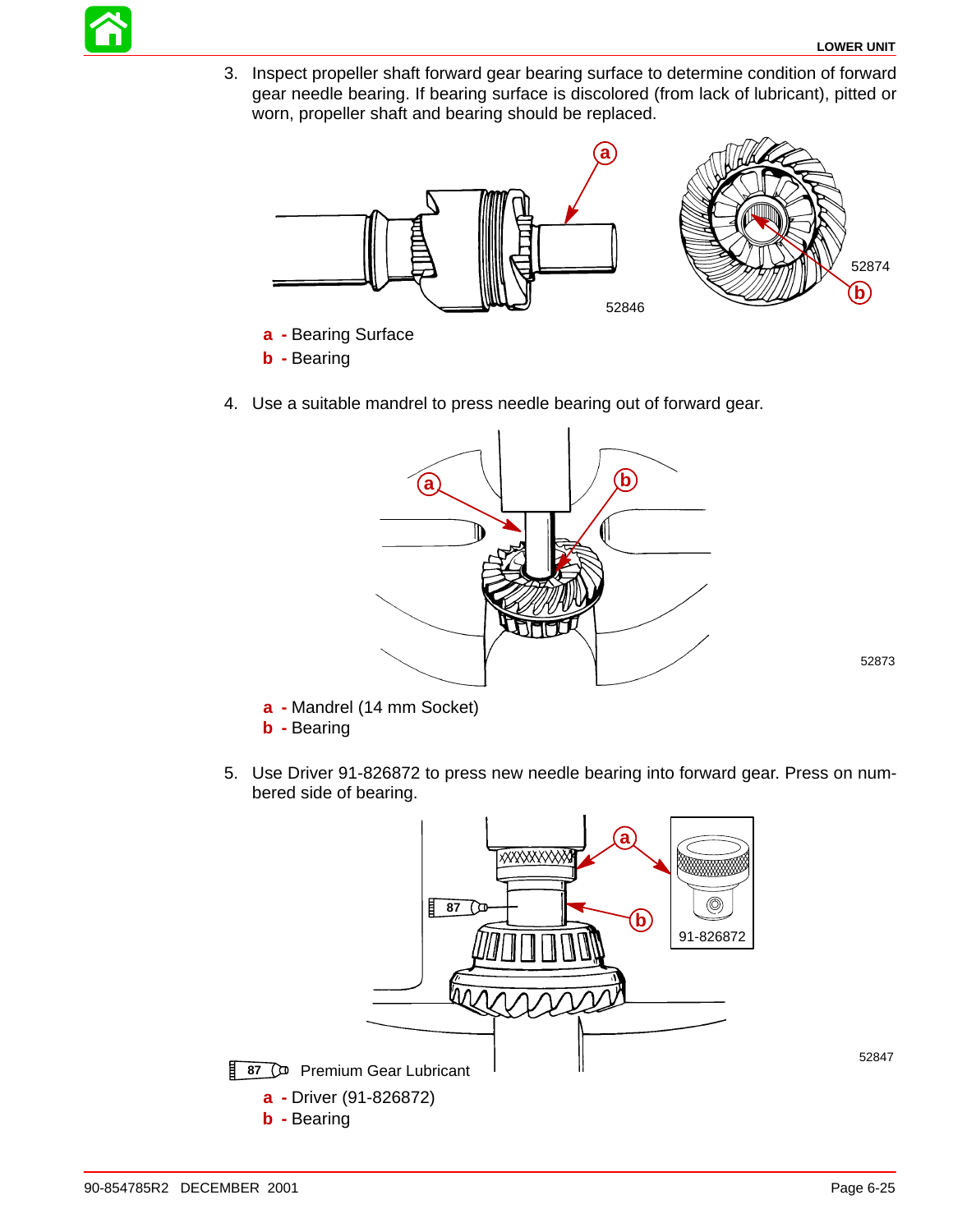3. Inspect propeller shaft forward gear bearing surface to determine condition of forward gear needle bearing. If bearing surface is discolored (from lack of lubricant), pitted or worn, propeller shaft and bearing should be replaced.

52846

52874

**a** - Bearing Surface
**b** - Bearing

4. Use a suitable mandrel to press needle bearing out of forward gear.

52873

**a** - Mandrel (14 mm Socket)
**b** - Bearing

5. Use Driver 91-826872 to press new needle bearing into forward gear. Press on numbered side of bearing.

91-826872

52847

87 Premium Gear Lubricant

**a** - Driver (91-826872)
**b** - Bearing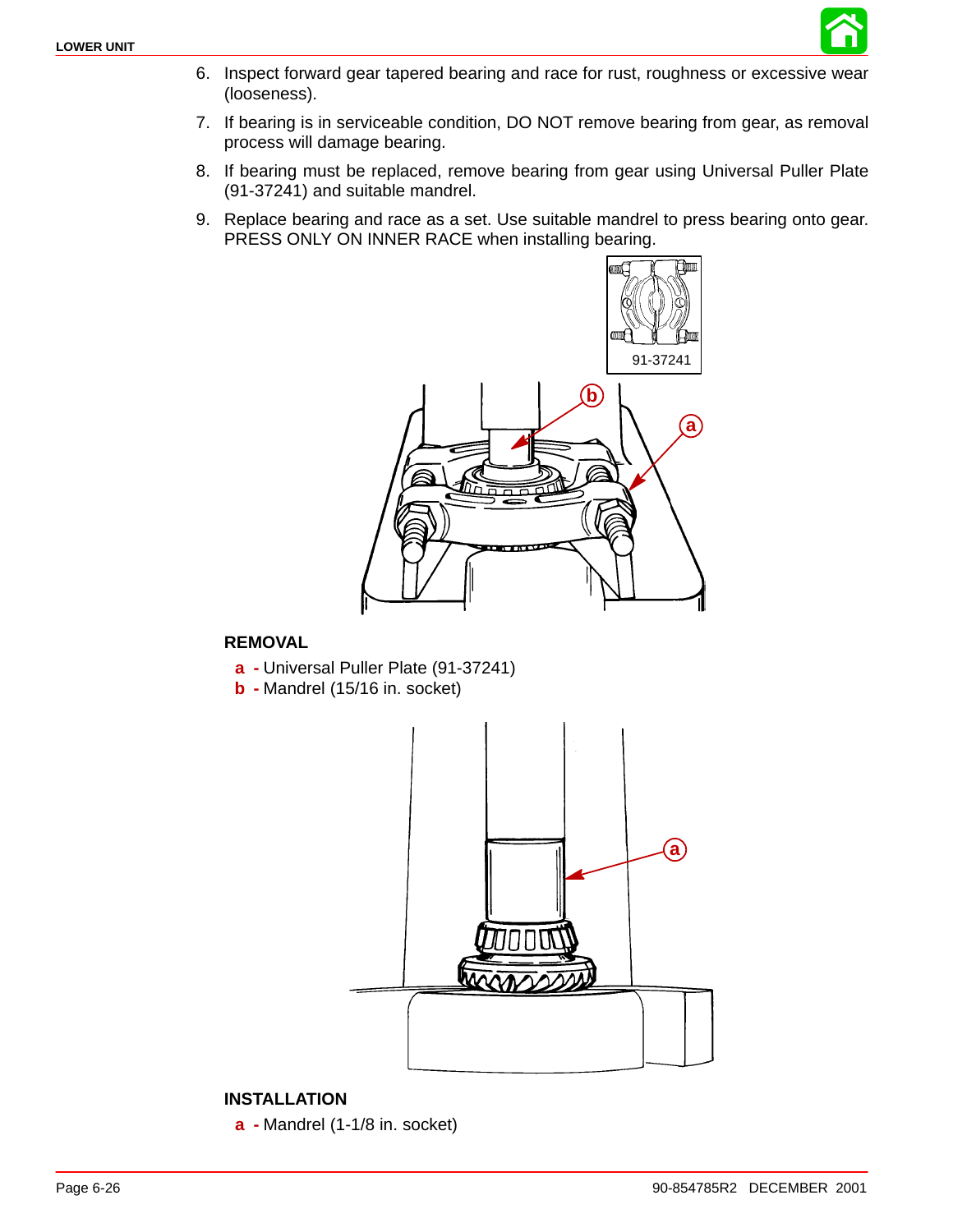6. Inspect forward gear tapered bearing and race for rust, roughness or excessive wear (looseness).
7. If bearing is in serviceable condition, DO NOT remove bearing from gear, as removal process will damage bearing.
8. If bearing must be replaced, remove bearing from gear using Universal Puller Plate (91-37241) and suitable mandrel.
9. Replace bearing and race as a set. Use suitable mandrel to press bearing onto gear. PRESS ONLY ON INNER RACE when installing bearing.

91-37241

**REMOVAL**

**a -** Universal Puller Plate (91-37241)
**b -** Mandrel (15/16 in. socket)

**INSTALLATION**

**a -** Mandrel (1-1/8 in. socket)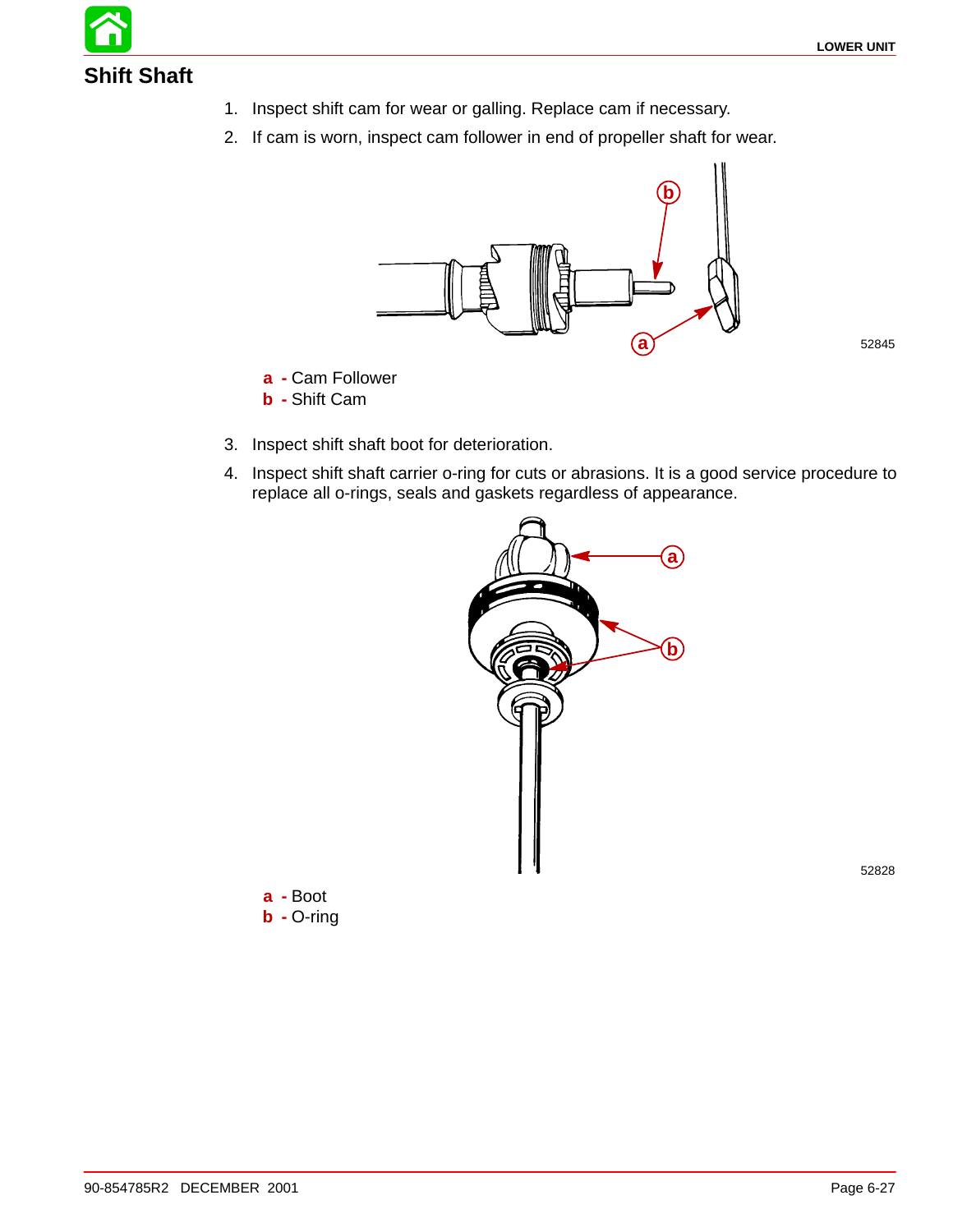## Shift Shaft

1. Inspect shift cam for wear or galling. Replace cam if necessary.
2. If cam is worn, inspect cam follower in end of propeller shaft for wear.

52845

**a** - Cam Follower
**b** - Shift Cam

3. Inspect shift shaft boot for deterioration.
4. Inspect shift shaft carrier o-ring for cuts or abrasions. It is a good service procedure to replace all o-rings, seals and gaskets regardless of appearance.

52828

**a** - Boot
**b** - O-ring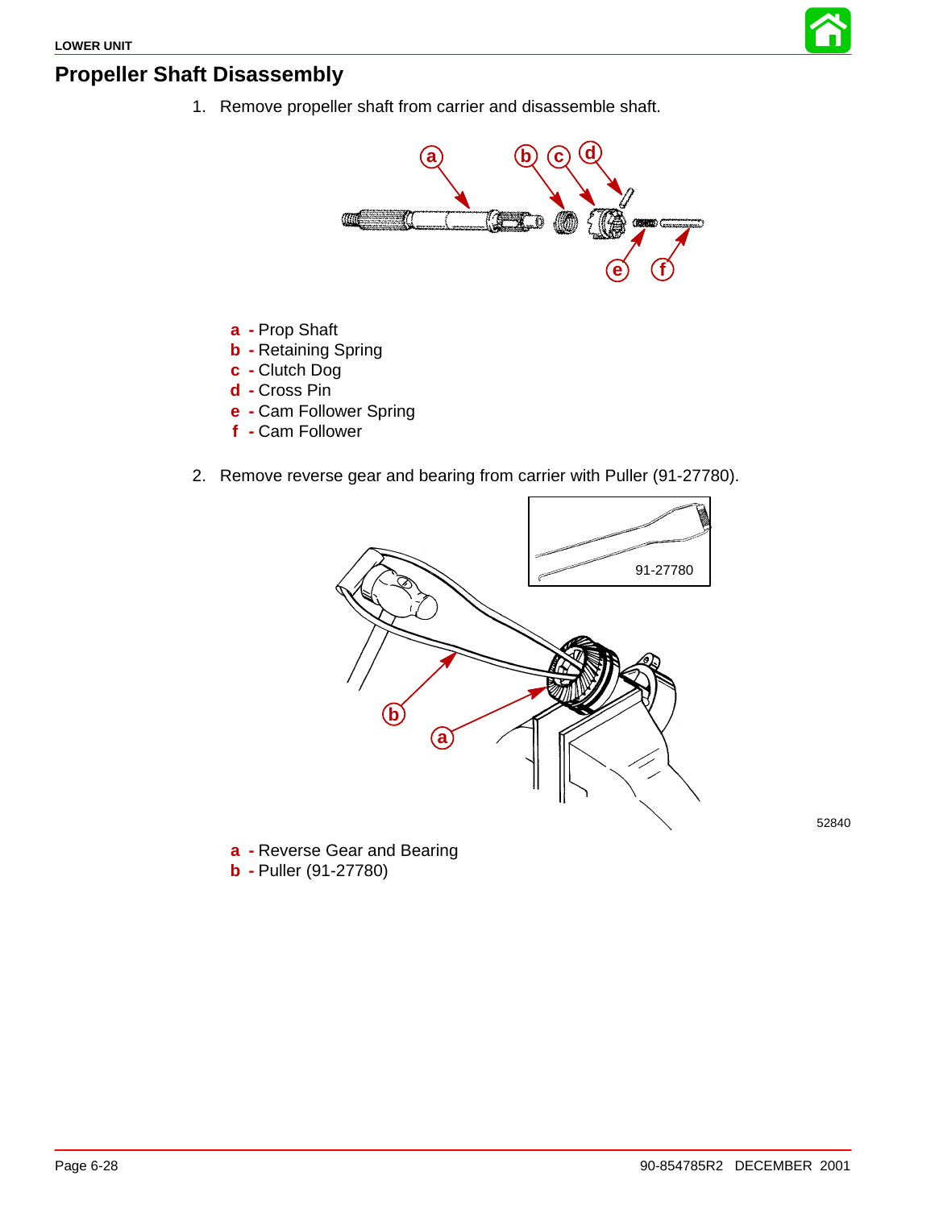## Propeller Shaft Disassembly

1. Remove propeller shaft from carrier and disassemble shaft.

**a** - Prop Shaft
**b** - Retaining Spring
**c** - Clutch Dog
**d** - Cross Pin
**e** - Cam Follower Spring
**f** - Cam Follower

2. Remove reverse gear and bearing from carrier with Puller (91-27780).

**a** - Reverse Gear and Bearing
**b** - Puller (91-27780)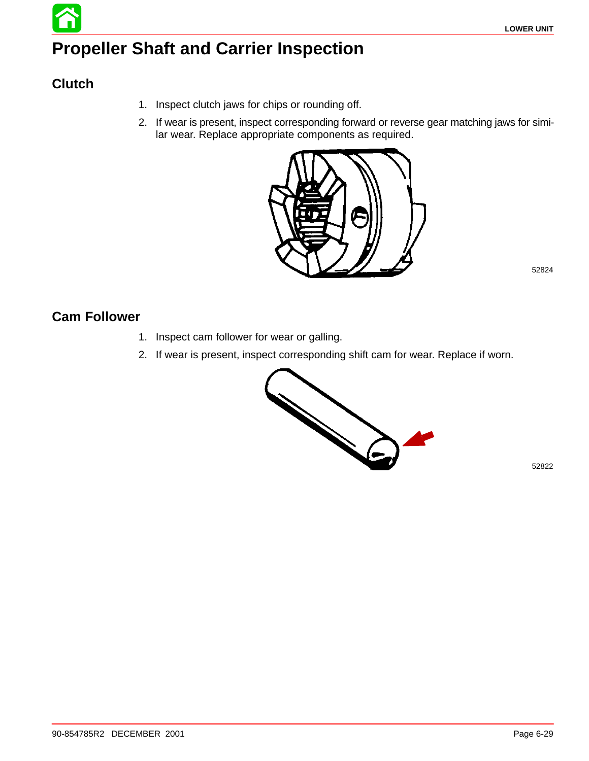# Propeller Shaft and Carrier Inspection

## Clutch

1. Inspect clutch jaws for chips or rounding off.
2. If wear is present, inspect corresponding forward or reverse gear matching jaws for similar wear. Replace appropriate components as required.

52824

## Cam Follower

1. Inspect cam follower for wear or galling.
2. If wear is present, inspect corresponding shift cam for wear. Replace if worn.

52822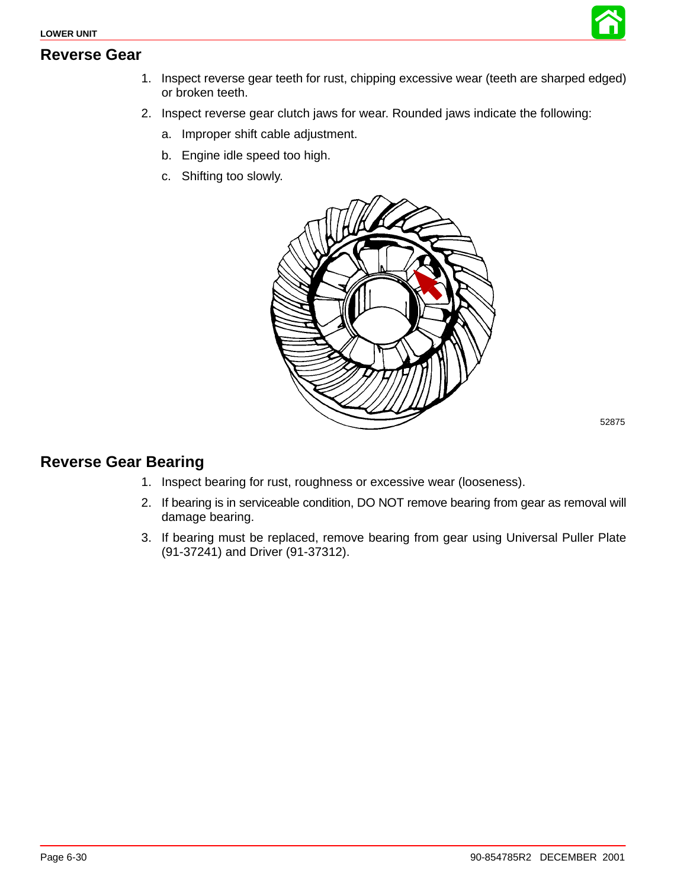## Reverse Gear

1. Inspect reverse gear teeth for rust, chipping excessive wear (teeth are sharped edged) or broken teeth.
2. Inspect reverse gear clutch jaws for wear. Rounded jaws indicate the following:
   a. Improper shift cable adjustment.
   b. Engine idle speed too high.
   c. Shifting too slowly.

52875

## Reverse Gear Bearing

1. Inspect bearing for rust, roughness or excessive wear (looseness).
2. If bearing is in serviceable condition, DO NOT remove bearing from gear as removal will damage bearing.
3. If bearing must be replaced, remove bearing from gear using Universal Puller Plate (91-37241) and Driver (91-37312).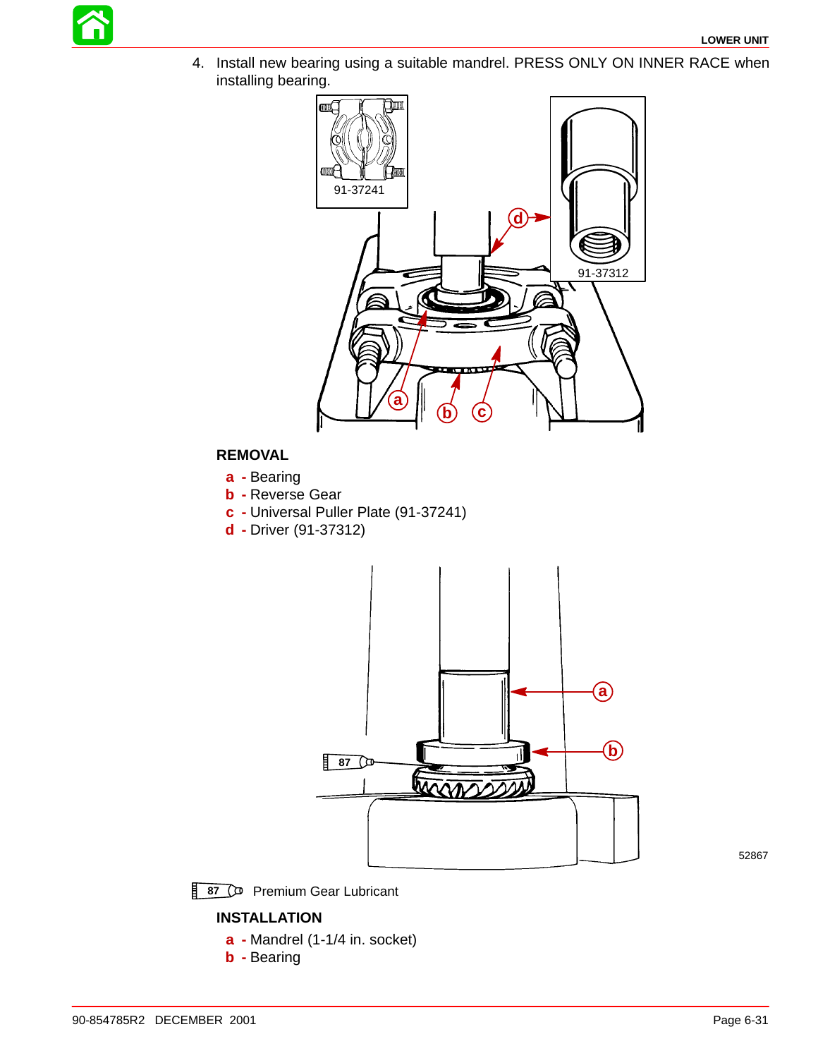4. Install new bearing using a suitable mandrel. PRESS ONLY ON INNER RACE when installing bearing.

91-37241

91-37312

**REMOVAL**

- **a -** Bearing
- **b -** Reverse Gear
- **c -** Universal Puller Plate (91-37241)
- **d -** Driver (91-37312)

52867

87 Premium Gear Lubricant

**INSTALLATION**

- **a -** Mandrel (1-1/4 in. socket)
- **b -** Bearing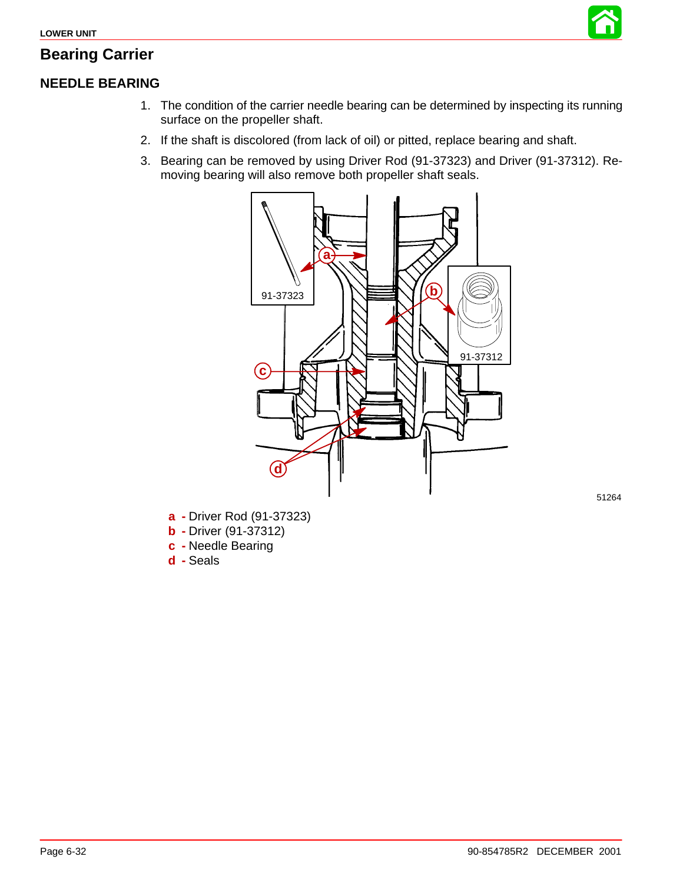# Bearing Carrier

## NEEDLE BEARING

1. The condition of the carrier needle bearing can be determined by inspecting its running surface on the propeller shaft.
2. If the shaft is discolored (from lack of oil) or pitted, replace bearing and shaft.
3. Bearing can be removed by using Driver Rod (91-37323) and Driver (91-37312). Removing bearing will also remove both propeller shaft seals.

51264

**a** - Driver Rod (91-37323)
**b** - Driver (91-37312)
**c** - Needle Bearing
**d** - Seals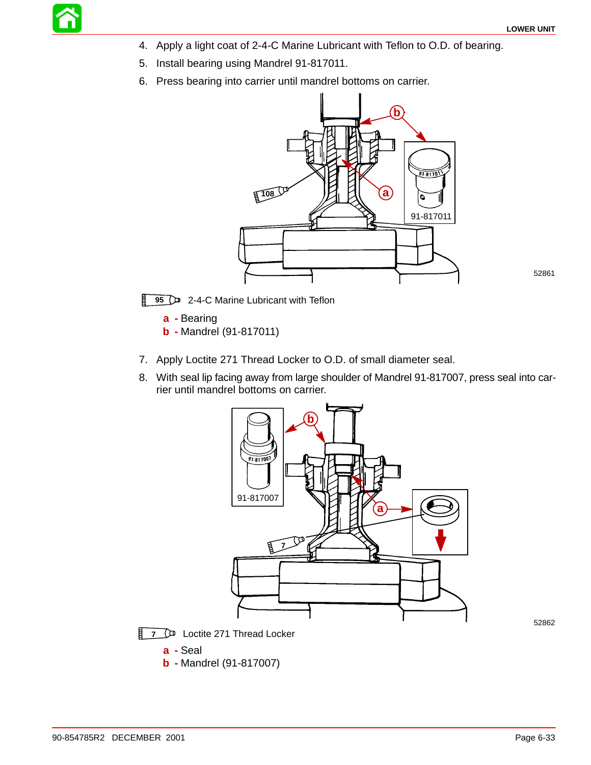4. Apply a light coat of 2-4-C Marine Lubricant with Teflon to O.D. of bearing.
5. Install bearing using Mandrel 91-817011.
6. Press bearing into carrier until mandrel bottoms on carrier.

52861

95 — 2-4-C Marine Lubricant with Teflon

**a** - Bearing
**b** - Mandrel (91-817011)

7. Apply Loctite 271 Thread Locker to O.D. of small diameter seal.
8. With seal lip facing away from large shoulder of Mandrel 91-817007, press seal into carrier until mandrel bottoms on carrier.

52862

7 — Loctite 271 Thread Locker

**a** - Seal
**b** - Mandrel (91-817007)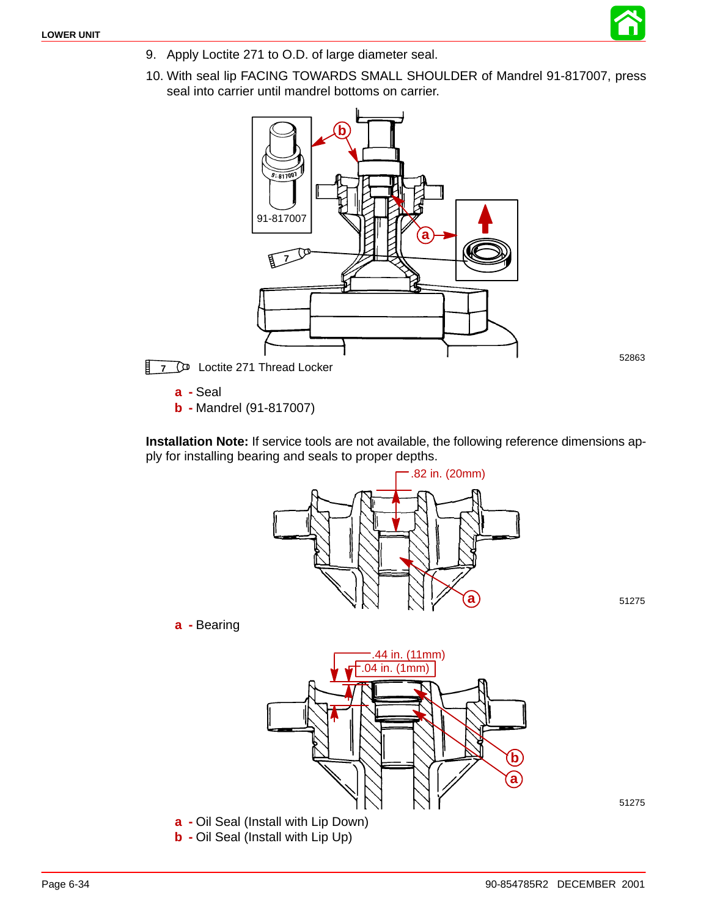9. Apply Loctite 271 to O.D. of large diameter seal.

10. With seal lip FACING TOWARDS SMALL SHOULDER of Mandrel 91-817007, press seal into carrier until mandrel bottoms on carrier.

91-817007

52863

7 Loctite 271 Thread Locker

**a** - Seal
**b** - Mandrel (91-817007)

**Installation Note:** If service tools are not available, the following reference dimensions apply for installing bearing and seals to proper depths.

.82 in. (20mm)

51275

**a** - Bearing

.44 in. (11mm)
.04 in. (1mm)

51275

**a** - Oil Seal (Install with Lip Down)
**b** - Oil Seal (Install with Lip Up)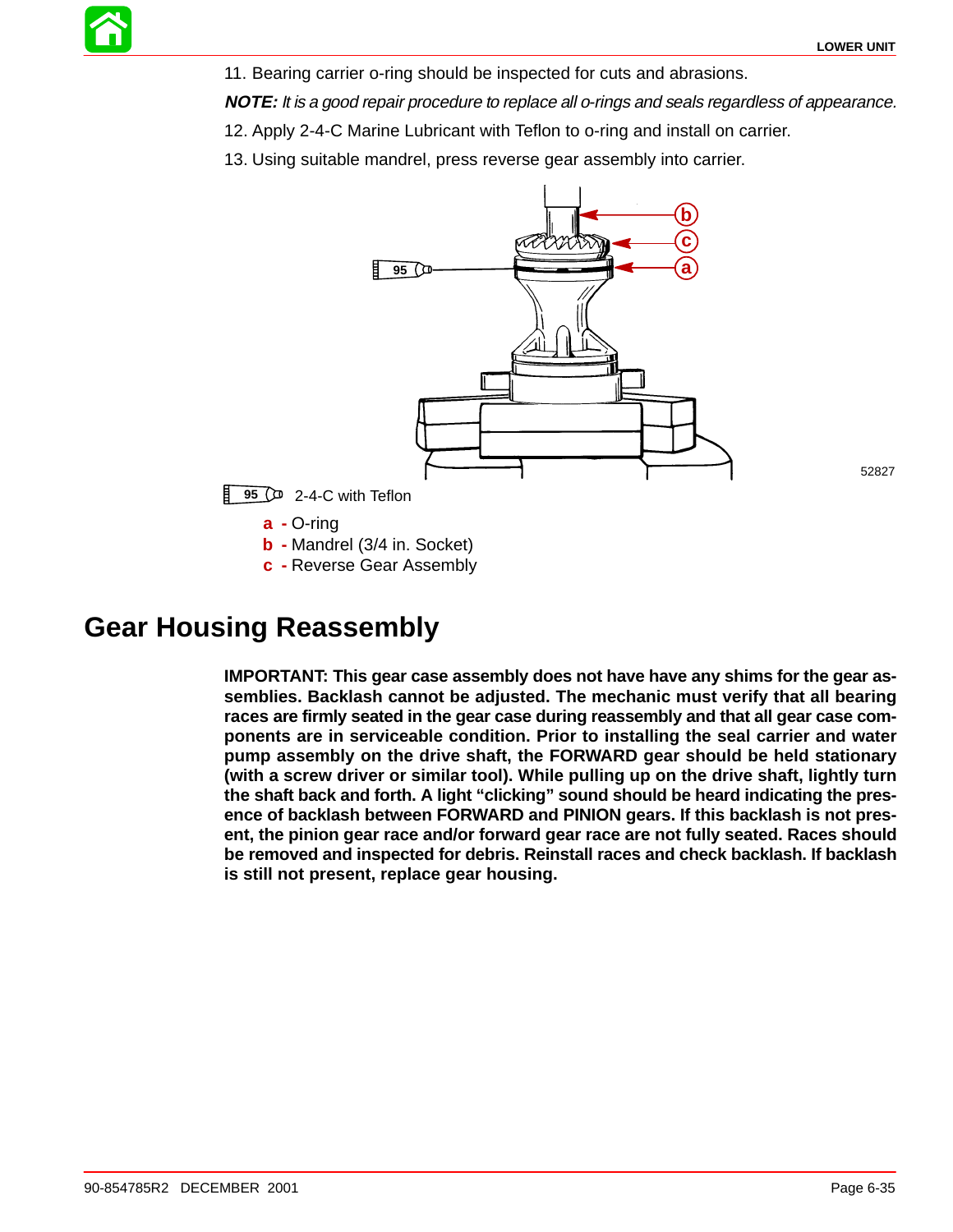11. Bearing carrier o-ring should be inspected for cuts and abrasions.

***NOTE:*** *It is a good repair procedure to replace all o-rings and seals regardless of appearance.*

12. Apply 2-4-C Marine Lubricant with Teflon to o-ring and install on carrier.

13. Using suitable mandrel, press reverse gear assembly into carrier.

52827

95 2-4-C with Teflon

a - O-ring
b - Mandrel (3/4 in. Socket)
c - Reverse Gear Assembly

# Gear Housing Reassembly

**IMPORTANT: This gear case assembly does not have have any shims for the gear assemblies. Backlash cannot be adjusted. The mechanic must verify that all bearing races are firmly seated in the gear case during reassembly and that all gear case components are in serviceable condition. Prior to installing the seal carrier and water pump assembly on the drive shaft, the FORWARD gear should be held stationary (with a screw driver or similar tool). While pulling up on the drive shaft, lightly turn the shaft back and forth. A light "clicking" sound should be heard indicating the presence of backlash between FORWARD and PINION gears. If this backlash is not present, the pinion gear race and/or forward gear race are not fully seated. Races should be removed and inspected for debris. Reinstall races and check backlash. If backlash is still not present, replace gear housing.**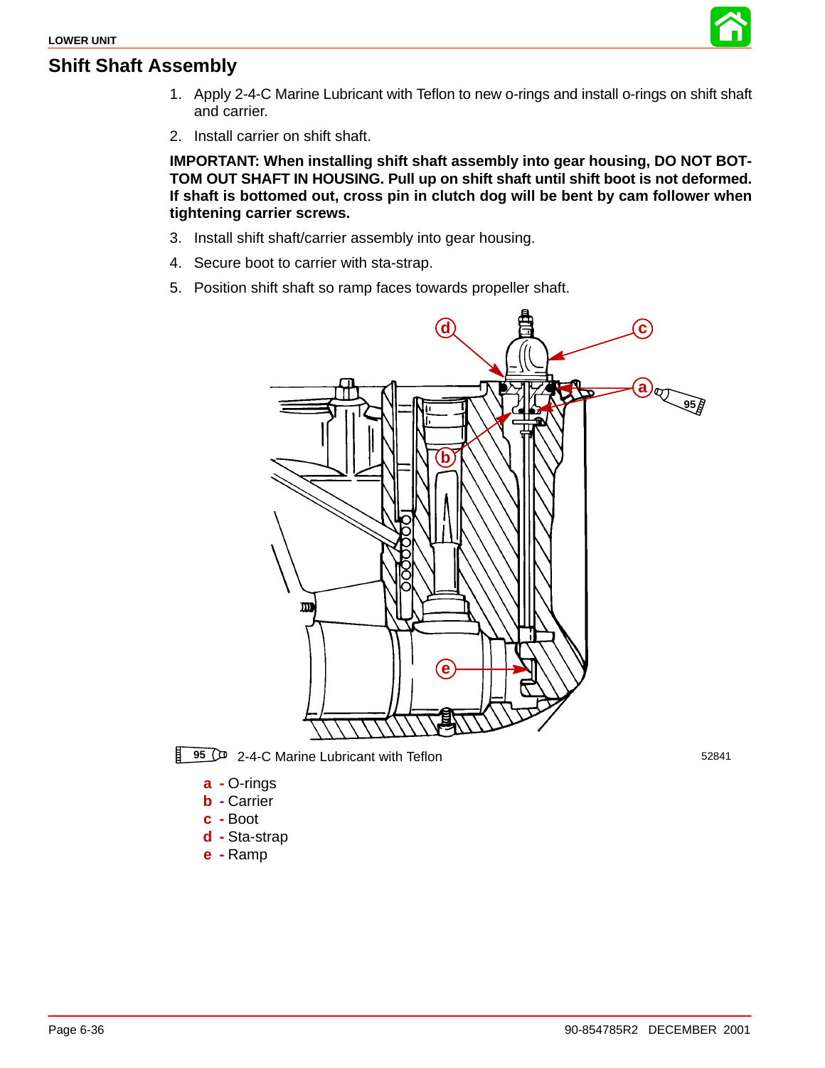## Shift Shaft Assembly

1. Apply 2-4-C Marine Lubricant with Teflon to new o-rings and install o-rings on shift shaft and carrier.
2. Install carrier on shift shaft.

**IMPORTANT: When installing shift shaft assembly into gear housing, DO NOT BOTTOM OUT SHAFT IN HOUSING. Pull up on shift shaft until shift boot is not deformed. If shaft is bottomed out, cross pin in clutch dog will be bent by cam follower when tightening carrier screws.**

3. Install shift shaft/carrier assembly into gear housing.
4. Secure boot to carrier with sta-strap.
5. Position shift shaft so ramp faces towards propeller shaft.

95 2-4-C Marine Lubricant with Teflon

52841

- **a** - O-rings
- **b** - Carrier
- **c** - Boot
- **d** - Sta-strap
- **e** - Ramp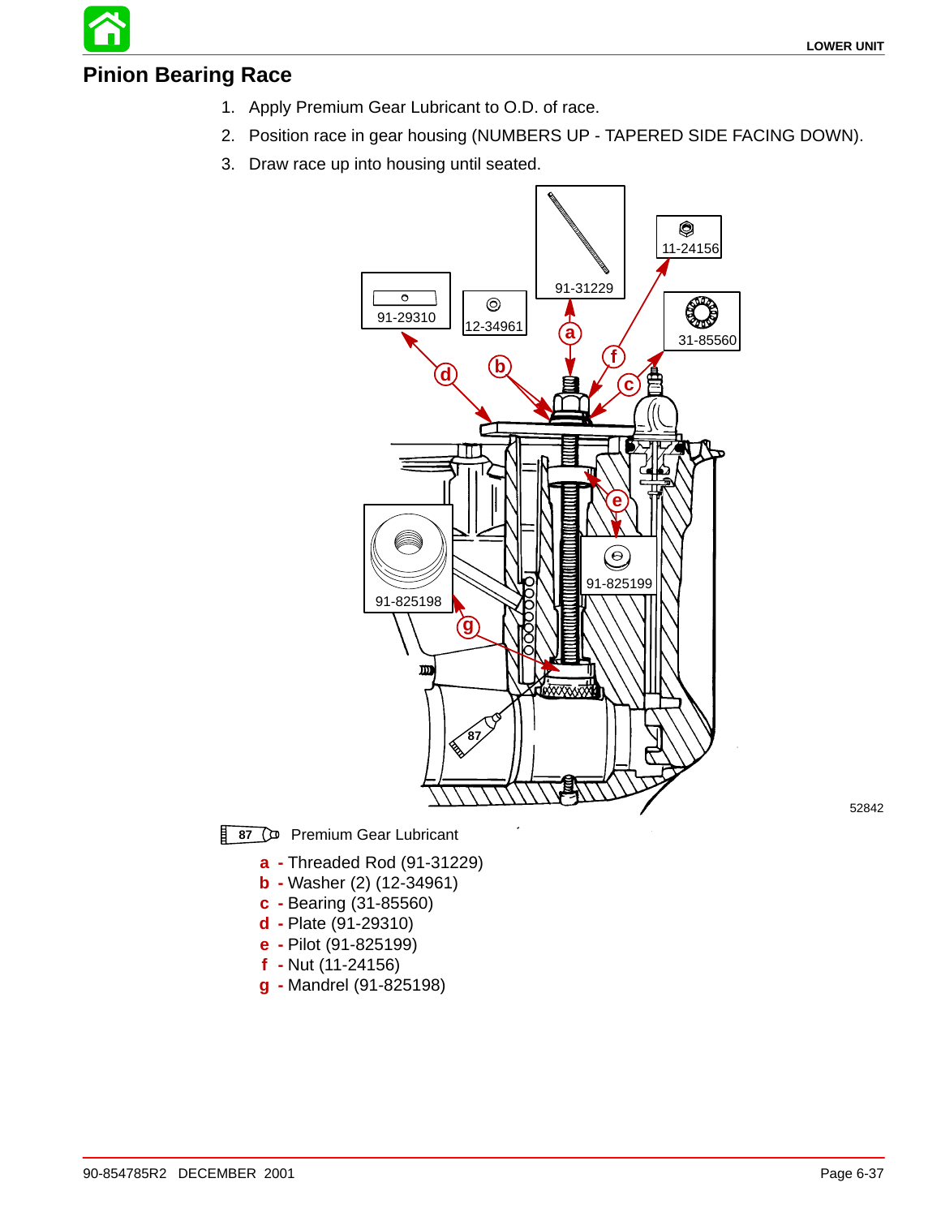## Pinion Bearing Race

1. Apply Premium Gear Lubricant to O.D. of race.
2. Position race in gear housing (NUMBERS UP - TAPERED SIDE FACING DOWN).
3. Draw race up into housing until seated.

52842

87 Premium Gear Lubricant

**a** - Threaded Rod (91-31229)
**b** - Washer (2) (12-34961)
**c** - Bearing (31-85560)
**d** - Plate (91-29310)
**e** - Pilot (91-825199)
**f** - Nut (11-24156)
**g** - Mandrel (91-825198)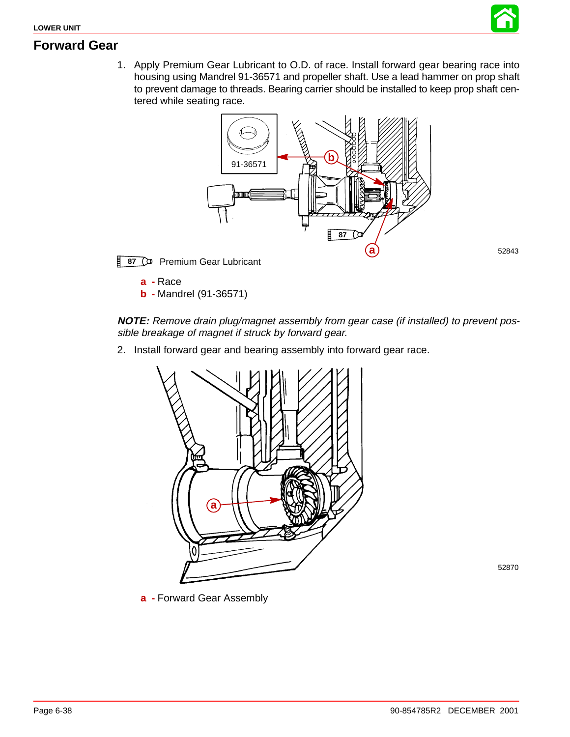## Forward Gear

1. Apply Premium Gear Lubricant to O.D. of race. Install forward gear bearing race into housing using Mandrel 91-36571 and propeller shaft. Use a lead hammer on prop shaft to prevent damage to threads. Bearing carrier should be installed to keep prop shaft centered while seating race.

52843

87 Premium Gear Lubricant

**a -** Race
**b -** Mandrel (91-36571)

***NOTE:*** *Remove drain plug/magnet assembly from gear case (if installed) to prevent possible breakage of magnet if struck by forward gear.*

2. Install forward gear and bearing assembly into forward gear race.

52870

**a -** Forward Gear Assembly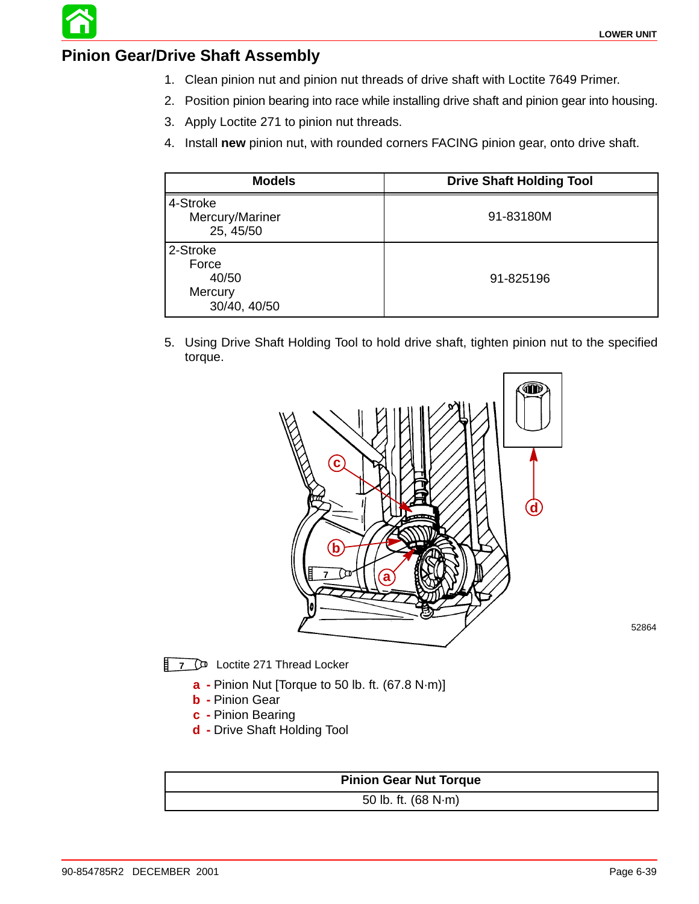## Pinion Gear/Drive Shaft Assembly

1. Clean pinion nut and pinion nut threads of drive shaft with Loctite 7649 Primer.
2. Position pinion bearing into race while installing drive shaft and pinion gear into housing.
3. Apply Loctite 271 to pinion nut threads.
4. Install **new** pinion nut, with rounded corners FACING pinion gear, onto drive shaft.

| Models | Drive Shaft Holding Tool |
|---|---|
| 4-Stroke<br>Mercury/Mariner<br>25, 45/50 | 91-83180M |
| 2-Stroke<br>Force<br>40/50<br>Mercury<br>30/40, 40/50 | 91-825196 |

5. Using Drive Shaft Holding Tool to hold drive shaft, tighten pinion nut to the specified torque.

52864

7 Loctite 271 Thread Locker

**a** - Pinion Nut [Torque to 50 lb. ft. (67.8 N·m)]
**b** - Pinion Gear
**c** - Pinion Bearing
**d** - Drive Shaft Holding Tool

| Pinion Gear Nut Torque |
|---|
| 50 lb. ft. (68 N·m) |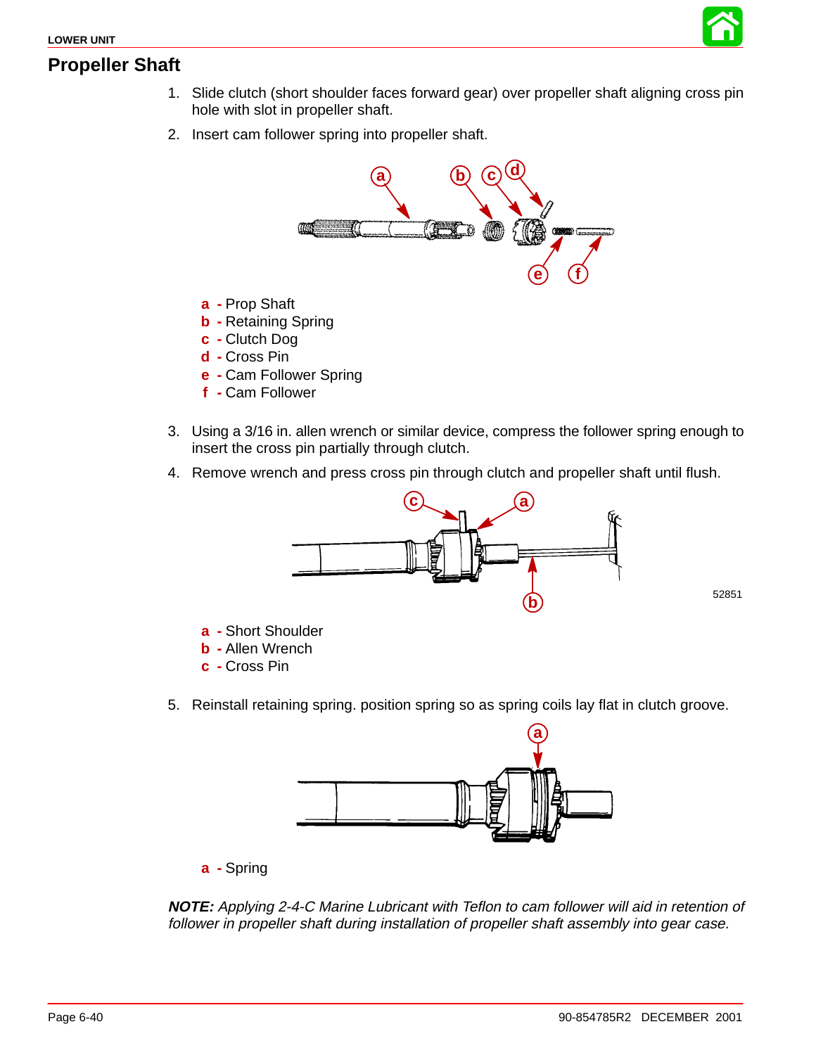## Propeller Shaft

1. Slide clutch (short shoulder faces forward gear) over propeller shaft aligning cross pin hole with slot in propeller shaft.
2. Insert cam follower spring into propeller shaft.

**a** - Prop Shaft
**b** - Retaining Spring
**c** - Clutch Dog
**d** - Cross Pin
**e** - Cam Follower Spring
**f** - Cam Follower

3. Using a 3/16 in. allen wrench or similar device, compress the follower spring enough to insert the cross pin partially through clutch.
4. Remove wrench and press cross pin through clutch and propeller shaft until flush.

52851

**a** - Short Shoulder
**b** - Allen Wrench
**c** - Cross Pin

5. Reinstall retaining spring. position spring so as spring coils lay flat in clutch groove.

**a** - Spring

***NOTE:*** *Applying 2-4-C Marine Lubricant with Teflon to cam follower will aid in retention of follower in propeller shaft during installation of propeller shaft assembly into gear case.*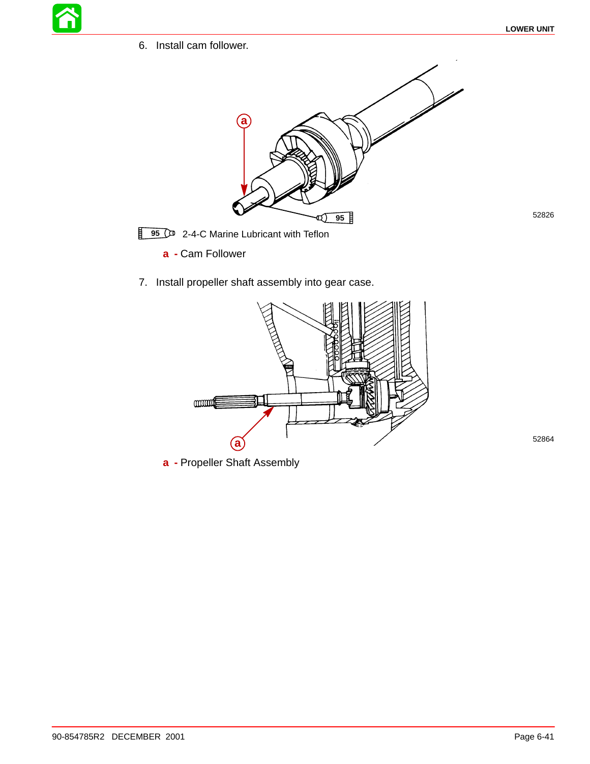6. Install cam follower.

52826

95 2-4-C Marine Lubricant with Teflon

**a** - Cam Follower

7. Install propeller shaft assembly into gear case.

52864

**a** - Propeller Shaft Assembly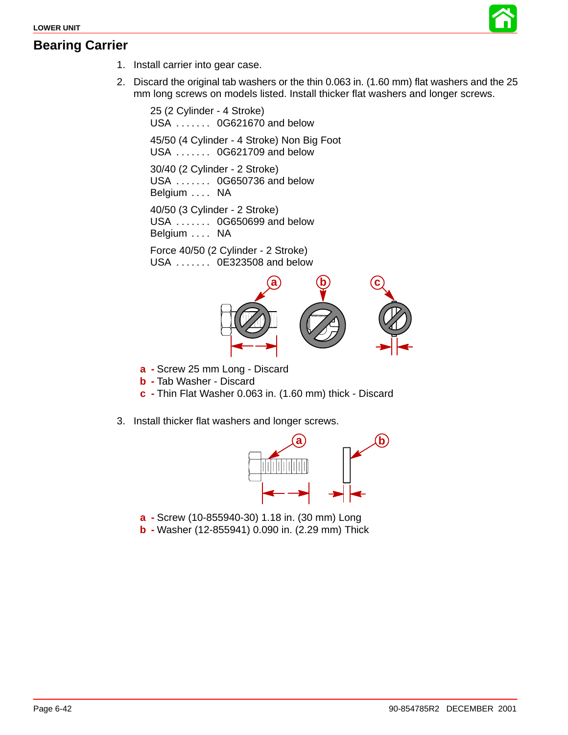## Bearing Carrier

1. Install carrier into gear case.
2. Discard the original tab washers or the thin 0.063 in. (1.60 mm) flat washers and the 25 mm long screws on models listed. Install thicker flat washers and longer screws.

   25 (2 Cylinder - 4 Stroke)
   USA . . . . . . . 0G621670 and below

   45/50 (4 Cylinder - 4 Stroke) Non Big Foot
   USA . . . . . . . 0G621709 and below

   30/40 (2 Cylinder - 2 Stroke)
   USA . . . . . . . 0G650736 and below
   Belgium . . . . NA

   40/50 (3 Cylinder - 2 Stroke)
   USA . . . . . . . 0G650699 and below
   Belgium . . . . NA

   Force 40/50 (2 Cylinder - 2 Stroke)
   USA . . . . . . . 0E323508 and below

   **a** - Screw 25 mm Long - Discard
   **b** - Tab Washer - Discard
   **c** - Thin Flat Washer 0.063 in. (1.60 mm) thick - Discard

3. Install thicker flat washers and longer screws.

   **a** - Screw (10-855940-30) 1.18 in. (30 mm) Long
   **b** - Washer (12-855941) 0.090 in. (2.29 mm) Thick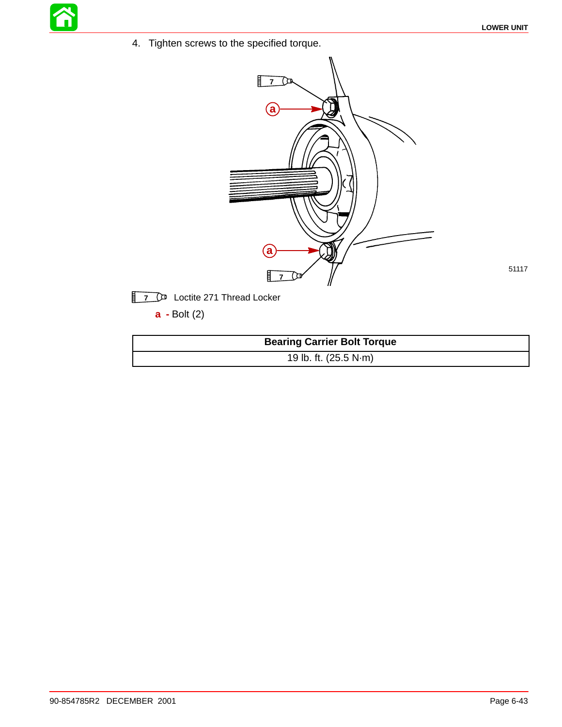4. Tighten screws to the specified torque.

7 Loctite 271 Thread Locker

**a** - Bolt (2)

| Bearing Carrier Bolt Torque |
| --- |
| 19 lb. ft. (25.5 N·m) |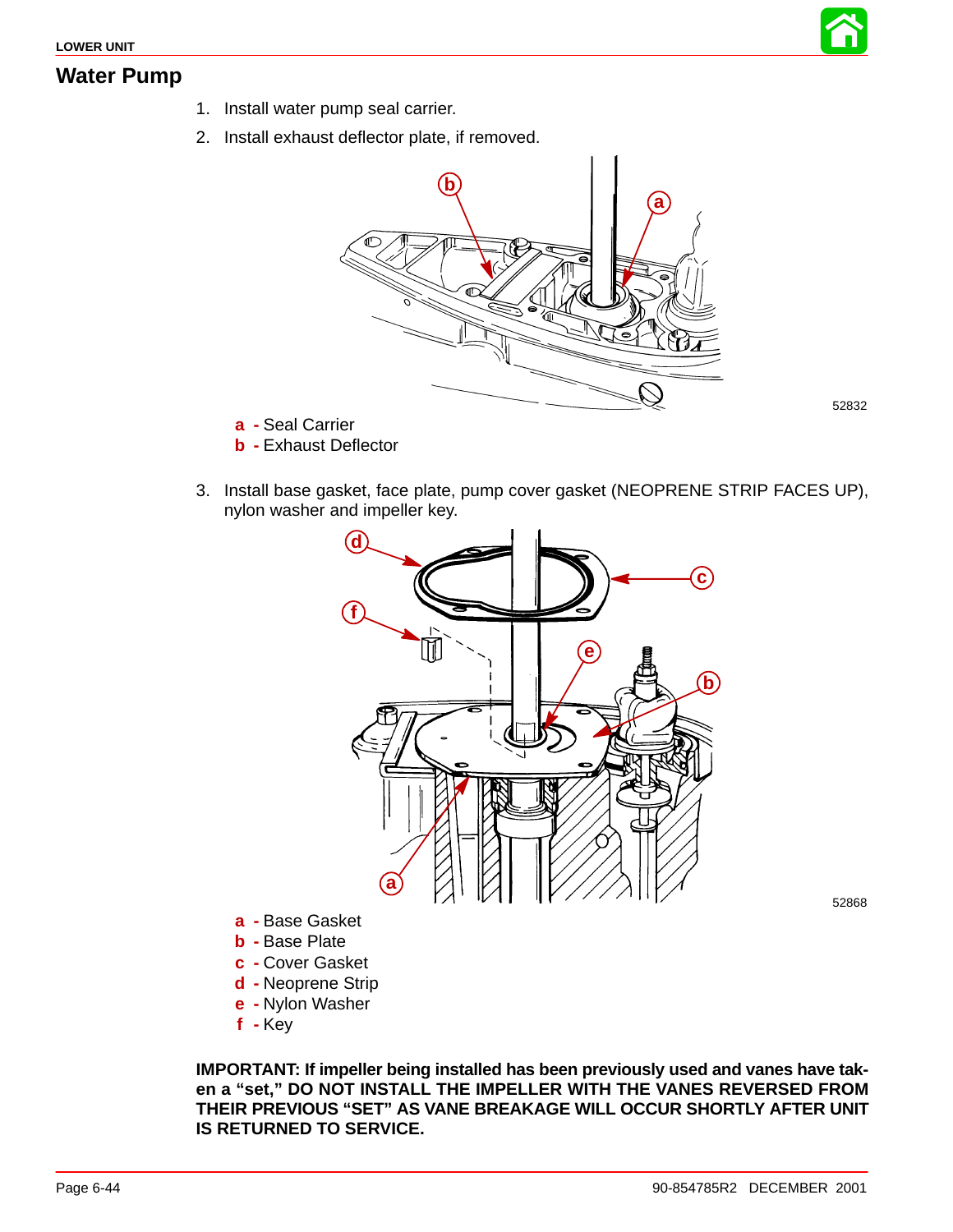## Water Pump

1. Install water pump seal carrier.
2. Install exhaust deflector plate, if removed.

52832

**a** - Seal Carrier
**b** - Exhaust Deflector

3. Install base gasket, face plate, pump cover gasket (NEOPRENE STRIP FACES UP), nylon washer and impeller key.

52868

**a** - Base Gasket
**b** - Base Plate
**c** - Cover Gasket
**d** - Neoprene Strip
**e** - Nylon Washer
**f** - Key

**IMPORTANT: If impeller being installed has been previously used and vanes have taken a "set," DO NOT INSTALL THE IMPELLER WITH THE VANES REVERSED FROM THEIR PREVIOUS "SET" AS VANE BREAKAGE WILL OCCUR SHORTLY AFTER UNIT IS RETURNED TO SERVICE.**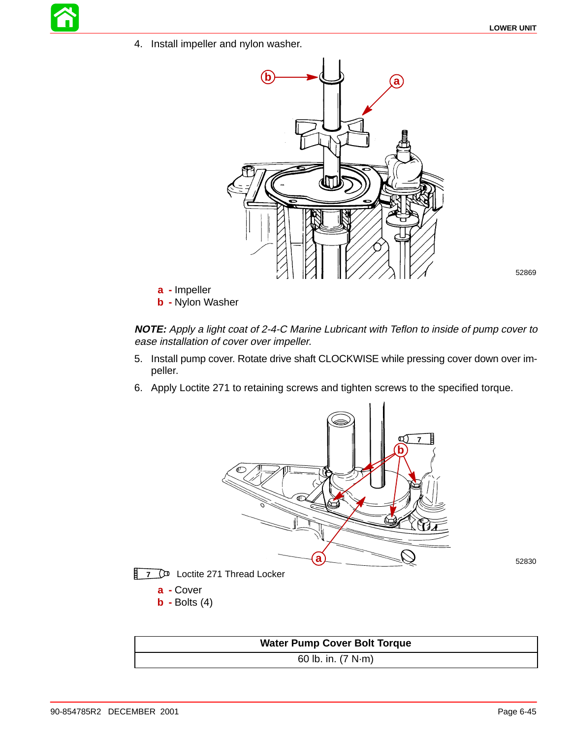4. Install impeller and nylon washer.

52869

**a** - Impeller
**b** - Nylon Washer

***NOTE:*** *Apply a light coat of 2-4-C Marine Lubricant with Teflon to inside of pump cover to ease installation of cover over impeller.*

5. Install pump cover. Rotate drive shaft CLOCKWISE while pressing cover down over impeller.
6. Apply Loctite 271 to retaining screws and tighten screws to the specified torque.

52830

7 Loctite 271 Thread Locker

**a** - Cover
**b** - Bolts (4)

| Water Pump Cover Bolt Torque |
| --- |
| 60 lb. in. (7 N·m) |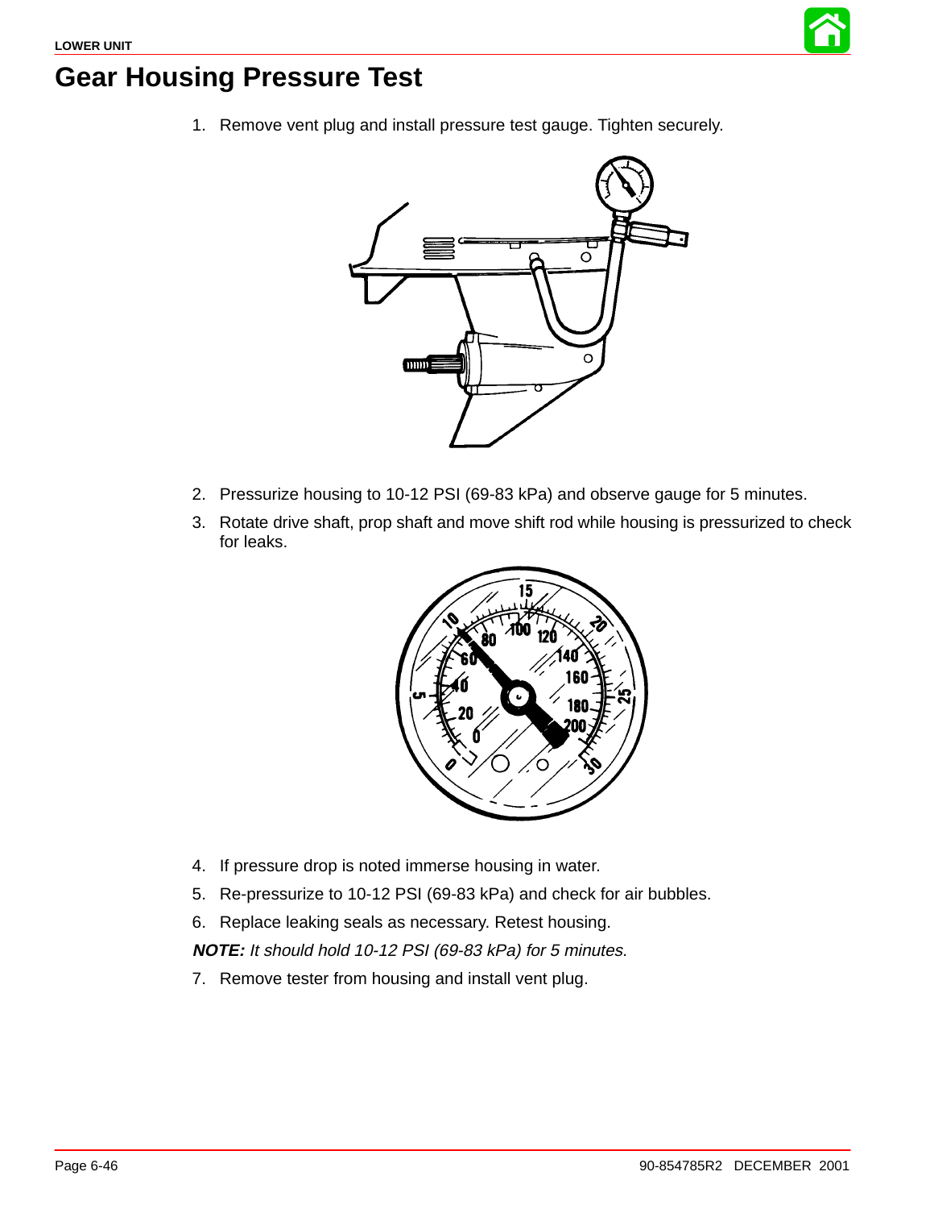# Gear Housing Pressure Test

1. Remove vent plug and install pressure test gauge. Tighten securely.
2. Pressurize housing to 10-12 PSI (69-83 kPa) and observe gauge for 5 minutes.
3. Rotate drive shaft, prop shaft and move shift rod while housing is pressurized to check for leaks.
4. If pressure drop is noted immerse housing in water.
5. Re-pressurize to 10-12 PSI (69-83 kPa) and check for air bubbles.
6. Replace leaking seals as necessary. Retest housing.

***NOTE:*** *It should hold 10-12 PSI (69-83 kPa) for 5 minutes.*

7. Remove tester from housing and install vent plug.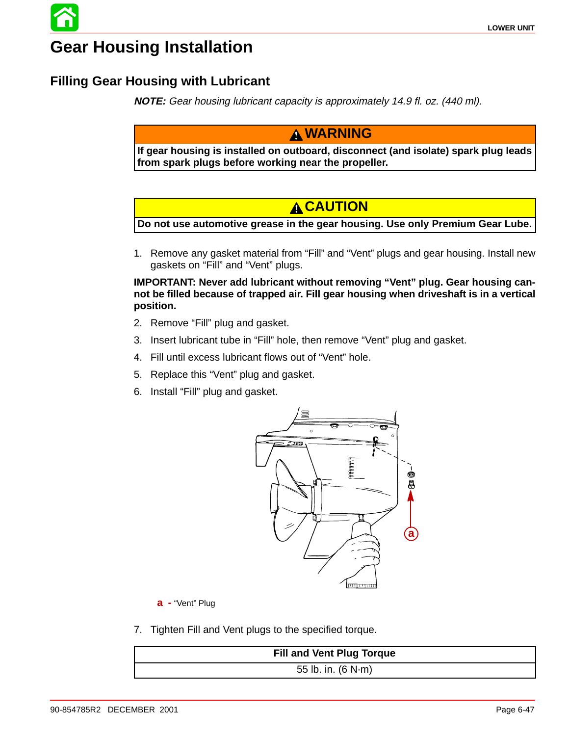# Gear Housing Installation

## Filling Gear Housing with Lubricant

***NOTE:*** *Gear housing lubricant capacity is approximately 14.9 fl. oz. (440 ml).*

**⚠ WARNING**

**If gear housing is installed on outboard, disconnect (and isolate) spark plug leads from spark plugs before working near the propeller.**

**⚠ CAUTION**

**Do not use automotive grease in the gear housing. Use only Premium Gear Lube.**

1. Remove any gasket material from “Fill” and “Vent” plugs and gear housing. Install new gaskets on “Fill” and “Vent” plugs.

**IMPORTANT: Never add lubricant without removing “Vent” plug. Gear housing cannot be filled because of trapped air. Fill gear housing when driveshaft is in a vertical position.**

2. Remove “Fill” plug and gasket.
3. Insert lubricant tube in “Fill” hole, then remove “Vent” plug and gasket.
4. Fill until excess lubricant flows out of “Vent” hole.
5. Replace this “Vent” plug and gasket.
6. Install “Fill” plug and gasket.

a - “Vent” Plug

7. Tighten Fill and Vent plugs to the specified torque.

| Fill and Vent Plug Torque |
|---|
| 55 lb. in. (6 N·m) |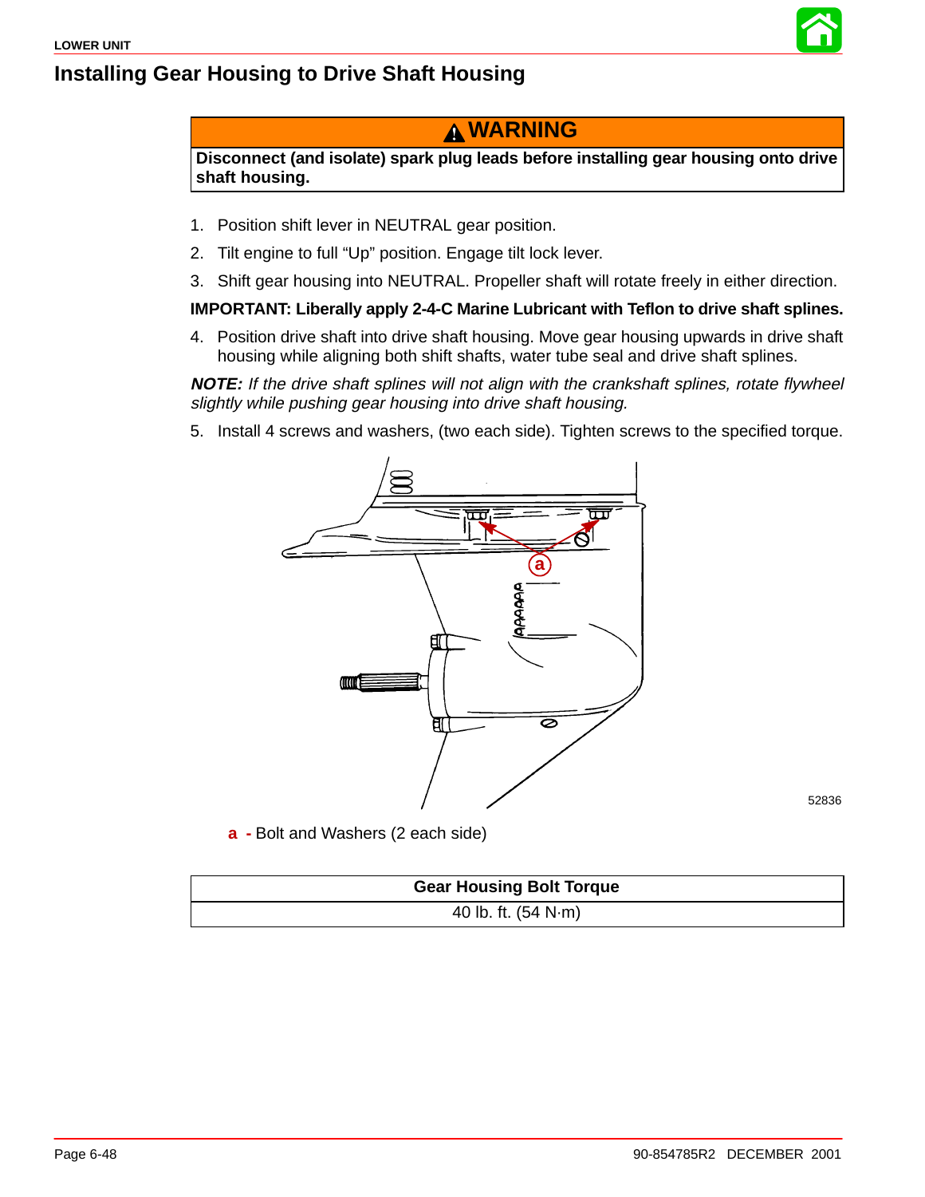## Installing Gear Housing to Drive Shaft Housing

**⚠ WARNING**

**Disconnect (and isolate) spark plug leads before installing gear housing onto drive shaft housing.**

1. Position shift lever in NEUTRAL gear position.
2. Tilt engine to full "Up" position. Engage tilt lock lever.
3. Shift gear housing into NEUTRAL. Propeller shaft will rotate freely in either direction.

**IMPORTANT: Liberally apply 2-4-C Marine Lubricant with Teflon to drive shaft splines.**

4. Position drive shaft into drive shaft housing. Move gear housing upwards in drive shaft housing while aligning both shift shafts, water tube seal and drive shaft splines.

***NOTE:*** *If the drive shaft splines will not align with the crankshaft splines, rotate flywheel slightly while pushing gear housing into drive shaft housing.*

5. Install 4 screws and washers, (two each side). Tighten screws to the specified torque.

52836

**a** - Bolt and Washers (2 each side)

| Gear Housing Bolt Torque |
|---|
| 40 lb. ft. (54 N·m) |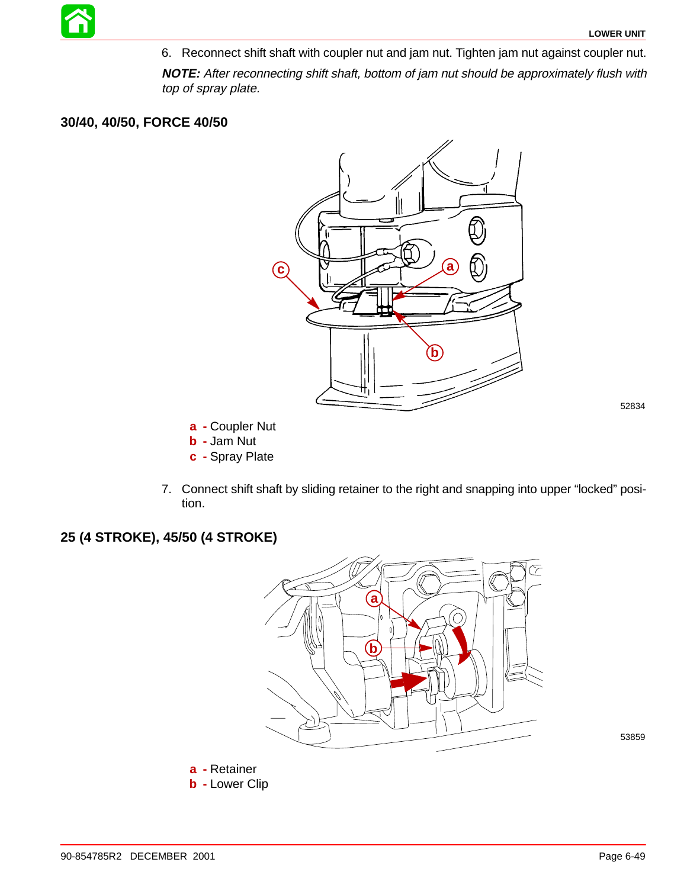6. Reconnect shift shaft with coupler nut and jam nut. Tighten jam nut against coupler nut.

***NOTE:*** *After reconnecting shift shaft, bottom of jam nut should be approximately flush with top of spray plate.*

## 30/40, 40/50, FORCE 40/50

52834

**a** - Coupler Nut
**b** - Jam Nut
**c** - Spray Plate

7. Connect shift shaft by sliding retainer to the right and snapping into upper "locked" position.

## 25 (4 STROKE), 45/50 (4 STROKE)

53859

**a** - Retainer
**b** - Lower Clip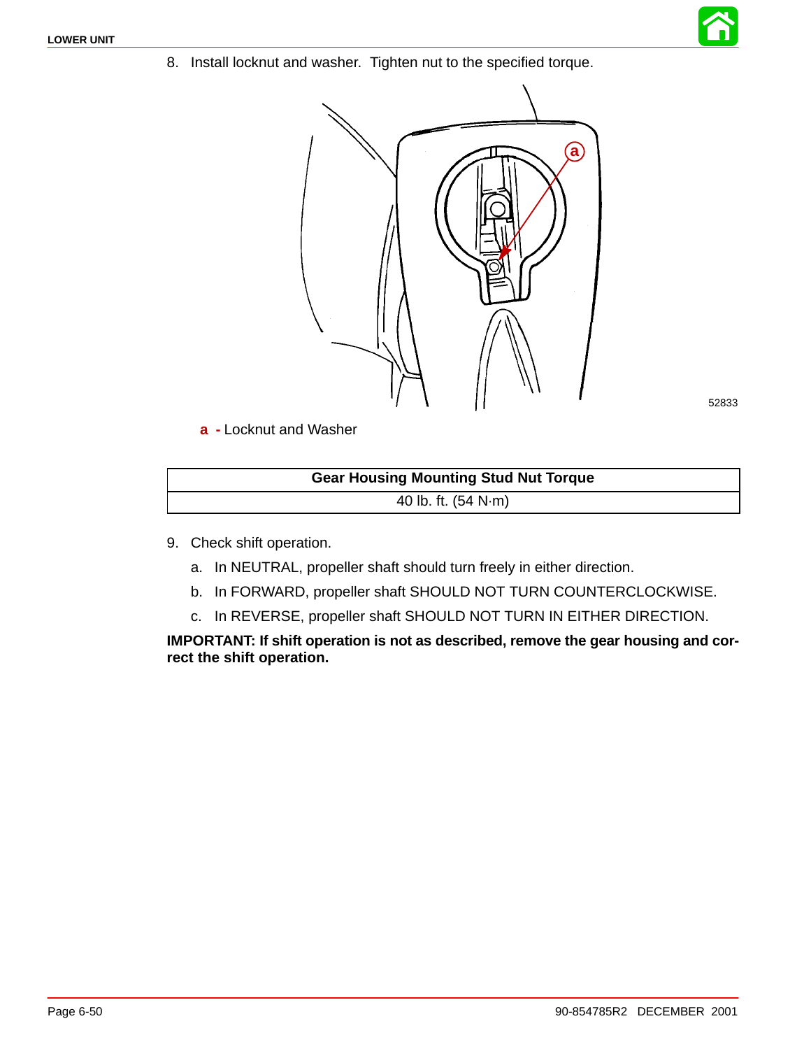8. Install locknut and washer. Tighten nut to the specified torque.

52833

**a** - Locknut and Washer

| Gear Housing Mounting Stud Nut Torque |
| --- |
| 40 lb. ft. (54 N·m) |

9. Check shift operation.
   a. In NEUTRAL, propeller shaft should turn freely in either direction.
   b. In FORWARD, propeller shaft SHOULD NOT TURN COUNTERCLOCKWISE.
   c. In REVERSE, propeller shaft SHOULD NOT TURN IN EITHER DIRECTION.

**IMPORTANT: If shift operation is not as described, remove the gear housing and correct the shift operation.**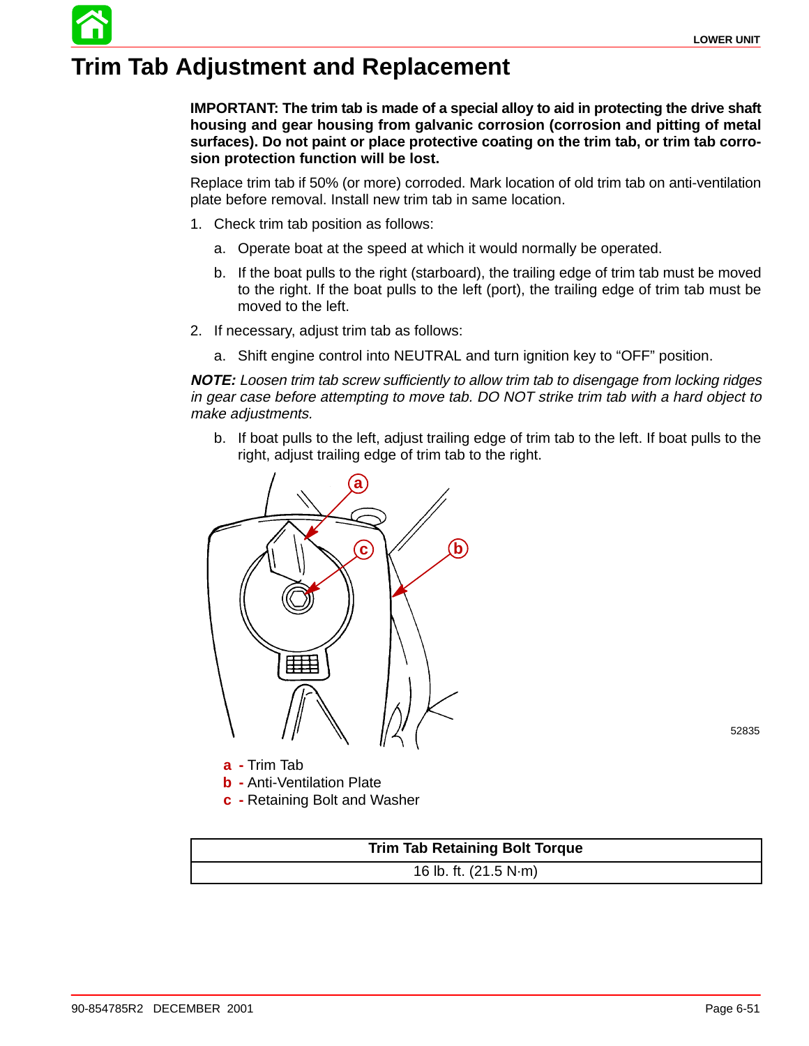# Trim Tab Adjustment and Replacement

**IMPORTANT: The trim tab is made of a special alloy to aid in protecting the drive shaft housing and gear housing from galvanic corrosion (corrosion and pitting of metal surfaces). Do not paint or place protective coating on the trim tab, or trim tab corrosion protection function will be lost.**

Replace trim tab if 50% (or more) corroded. Mark location of old trim tab on anti-ventilation plate before removal. Install new trim tab in same location.

1. Check trim tab position as follows:
   a. Operate boat at the speed at which it would normally be operated.
   b. If the boat pulls to the right (starboard), the trailing edge of trim tab must be moved to the right. If the boat pulls to the left (port), the trailing edge of trim tab must be moved to the left.
2. If necessary, adjust trim tab as follows:
   a. Shift engine control into NEUTRAL and turn ignition key to “OFF” position.

***NOTE:*** *Loosen trim tab screw sufficiently to allow trim tab to disengage from locking ridges in gear case before attempting to move tab. DO NOT strike trim tab with a hard object to make adjustments.*

   b. If boat pulls to the left, adjust trailing edge of trim tab to the left. If boat pulls to the right, adjust trailing edge of trim tab to the right.

52835

**a** - Trim Tab
**b** - Anti-Ventilation Plate
**c** - Retaining Bolt and Washer

| Trim Tab Retaining Bolt Torque |
|---|
| 16 lb. ft. (21.5 N·m) |